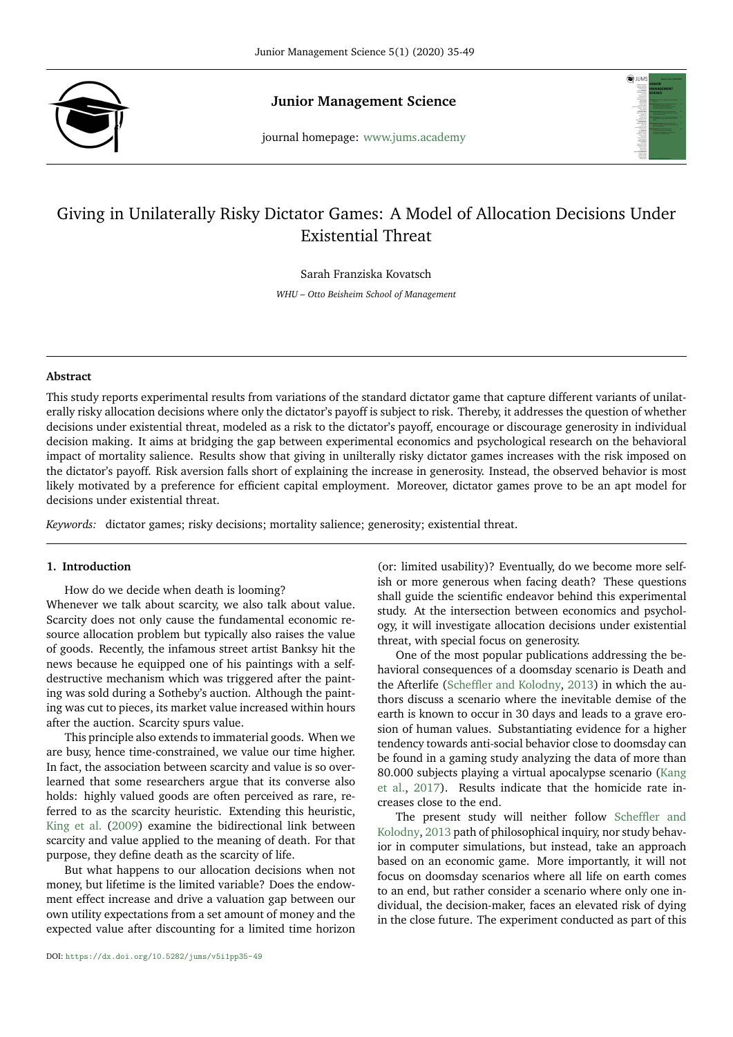# Giving in Unilaterally Risky Dictator Games: A Model of Allocation Decisions Under Existential Threat

Sarah Franziska Kovatsch

*WHU – Otto Beisheim School of Management*

### Abstract

This study reports experimental results from variations of the standard dictator game that capture different variants of unilaterally risky allocation decisions where only the dictator's payoff is subject to risk. Thereby, it addresses the question of whether decisions under existential threat, modeled as a risk to the dictator's payoff, encourage or discourage generosity in individual decision making. It aims at bridging the gap between experimental economics and psychological research on the behavioral impact of mortality salience. Results show that giving in unilterally risky dictator games increases with the risk imposed on the dictator's payoff. Risk aversion falls short of explaining the increase in generosity. Instead, the observed behavior is most likely motivated by a preference for efficient capital employment. Moreover, dictator games prove to be an apt model for decisions under existential threat.

*Keywords:* dictator games; risky decisions; mortality salience; generosity; existential threat.

## 1. Introduction

How do we decide when death is looming?

Whenever we talk about scarcity, we also talk about value. Scarcity does not only cause the fundamental economic resource allocation problem but typically also raises the value of goods. Recently, the infamous street artist Banksy hit the news because he equipped one of his paintings with a self-destructive mechanism which was triggered after the painting was sold during a Sotheby's auction. Although the painting was cut to pieces, its market value increased within hours after the auction. Scarcity spurs value.

This principle also extends to immaterial goods. When we are busy, hence time-constrained, we value our time higher. In fact, the association between scarcity and value is so overlearned that some researchers argue that its converse also holds: highly valued goods are often perceived as rare, referred to as the scarcity heuristic. Extending this heuristic, King et al. (2009) examine the bidirectional link between scarcity and value applied to the meaning of death. For that purpose, they define death as the scarcity of life.

But what happens to our allocation decisions when not money, but lifetime is the limited variable? Does the endowment effect increase and drive a valuation gap between our own utility expectations from a set amount of money and the expected value after discounting for a limited time horizon (or: limited usability)? Eventually, do we become more selfish or more generous when facing death? These questions shall guide the scientific endeavor behind this experimental study. At the intersection between economics and psychology, it will investigate allocation decisions under existential threat, with special focus on generosity.

One of the most popular publications addressing the behavioral consequences of a doomsday scenario is Death and the Afterlife (Scheffler and Kolodny, 2013) in which the authors discuss a scenario where the inevitable demise of the earth is known to occur in 30 days and leads to a grave erosion of human values. Substantiating evidence for a higher tendency towards anti-social behavior close to doomsday can be found in a gaming study analyzing the data of more than 80.000 subjects playing a virtual apocalypse scenario (Kang et al., 2017). Results indicate that the homicide rate increases close to the end.

The present study will neither follow Scheffler and Kolodny, 2013 path of philosophical inquiry, nor study behavior in computer simulations, but instead, take an approach based on an economic game. More importantly, it will not focus on doomsday scenarios where all life on earth comes to an end, but rather consider a scenario where only one individual, the decision-maker, faces an elevated risk of dying in the close future. The experiment conducted as part of this

DOI: https://dx.doi.org/10.5282/jums/v5i1pp35-49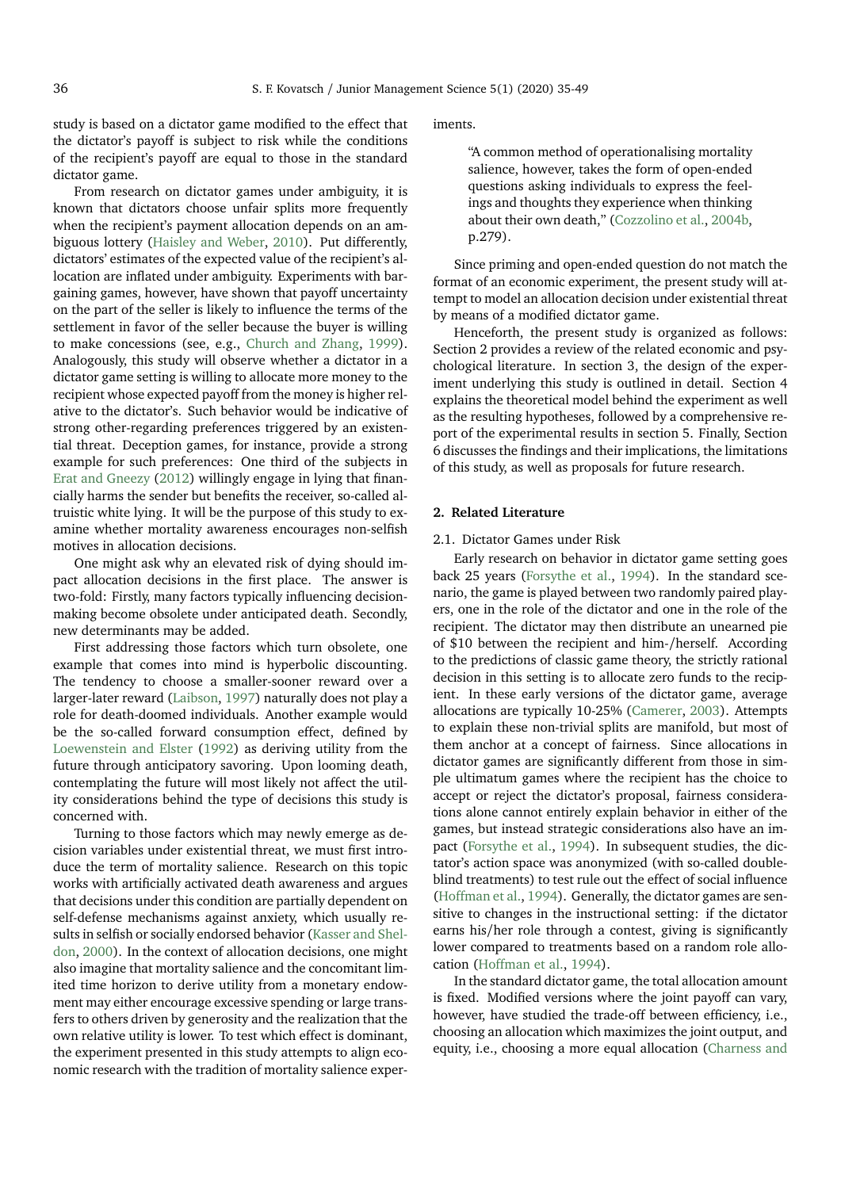study is based on a dictator game modified to the effect that the dictator's payoff is subject to risk while the conditions of the recipient's payoff are equal to those in the standard dictator game.

From research on dictator games under ambiguity, it is known that dictators choose unfair splits more frequently when the recipient's payment allocation depends on an ambiguous lottery (Haisley and Weber, 2010). Put differently, dictators' estimates of the expected value of the recipient's allocation are inflated under ambiguity. Experiments with bargaining games, however, have shown that payoff uncertainty on the part of the seller is likely to influence the terms of the settlement in favor of the seller because the buyer is willing to make concessions (see, e.g., Church and Zhang, 1999). Analogously, this study will observe whether a dictator in a dictator game setting is willing to allocate more money to the recipient whose expected payoff from the money is higher relative to the dictator's. Such behavior would be indicative of strong other-regarding preferences triggered by an existential threat. Deception games, for instance, provide a strong example for such preferences: One third of the subjects in Erat and Gneezy (2012) willingly engage in lying that financially harms the sender but benefits the receiver, so-called altruistic white lying. It will be the purpose of this study to examine whether mortality awareness encourages non-selfish motives in allocation decisions.

One might ask why an elevated risk of dying should impact allocation decisions in the first place. The answer is two-fold: Firstly, many factors typically influencing decision-making become obsolete under anticipated death. Secondly, new determinants may be added.

First addressing those factors which turn obsolete, one example that comes into mind is hyperbolic discounting. The tendency to choose a smaller-sooner reward over a larger-later reward (Laibson, 1997) naturally does not play a role for death-doomed individuals. Another example would be the so-called forward consumption effect, defined by Loewenstein and Elster (1992) as deriving utility from the future through anticipatory savoring. Upon looming death, contemplating the future will most likely not affect the utility considerations behind the type of decisions this study is concerned with.

Turning to those factors which may newly emerge as decision variables under existential threat, we must first introduce the term of mortality salience. Research on this topic works with artificially activated death awareness and argues that decisions under this condition are partially dependent on self-defense mechanisms against anxiety, which usually results in selfish or socially endorsed behavior (Kasser and Sheldon, 2000). In the context of allocation decisions, one might also imagine that mortality salience and the concomitant limited time horizon to derive utility from a monetary endowment may either encourage excessive spending or large transfers to others driven by generosity and the realization that the own relative utility is lower. To test which effect is dominant, the experiment presented in this study attempts to align economic research with the tradition of mortality salience experiments.

> "A common method of operationalising mortality salience, however, takes the form of open-ended questions asking individuals to express the feelings and thoughts they experience when thinking about their own death," (Cozzolino et al., 2004b, p.279).

Since priming and open-ended question do not match the format of an economic experiment, the present study will attempt to model an allocation decision under existential threat by means of a modified dictator game.

Henceforth, the present study is organized as follows: Section 2 provides a review of the related economic and psychological literature. In section 3, the design of the experiment underlying this study is outlined in detail. Section 4 explains the theoretical model behind the experiment as well as the resulting hypotheses, followed by a comprehensive report of the experimental results in section 5. Finally, Section 6 discusses the findings and their implications, the limitations of this study, as well as proposals for future research.

## 2. Related Literature

### 2.1. Dictator Games under Risk

Early research on behavior in dictator game setting goes back 25 years (Forsythe et al., 1994). In the standard scenario, the game is played between two randomly paired players, one in the role of the dictator and one in the role of the recipient. The dictator may then distribute an unearned pie of $10 between the recipient and him-/herself. According to the predictions of classic game theory, the strictly rational decision in this setting is to allocate zero funds to the recipient. In these early versions of the dictator game, average allocations are typically 10-25% (Camerer, 2003). Attempts to explain these non-trivial splits are manifold, but most of them anchor at a concept of fairness. Since allocations in dictator games are significantly different from those in simple ultimatum games where the recipient has the choice to accept or reject the dictator's proposal, fairness considerations alone cannot entirely explain behavior in either of the games, but instead strategic considerations also have an impact (Forsythe et al., 1994). In subsequent studies, the dictator's action space was anonymized (with so-called double-blind treatments) to test rule out the effect of social influence (Hoffman et al., 1994). Generally, the dictator games are sensitive to changes in the instructional setting: if the dictator earns his/her role through a contest, giving is significantly lower compared to treatments based on a random role allocation (Hoffman et al., 1994).

In the standard dictator game, the total allocation amount is fixed. Modified versions where the joint payoff can vary, however, have studied the trade-off between efficiency, i.e., choosing an allocation which maximizes the joint output, and equity, i.e., choosing a more equal allocation (Charness and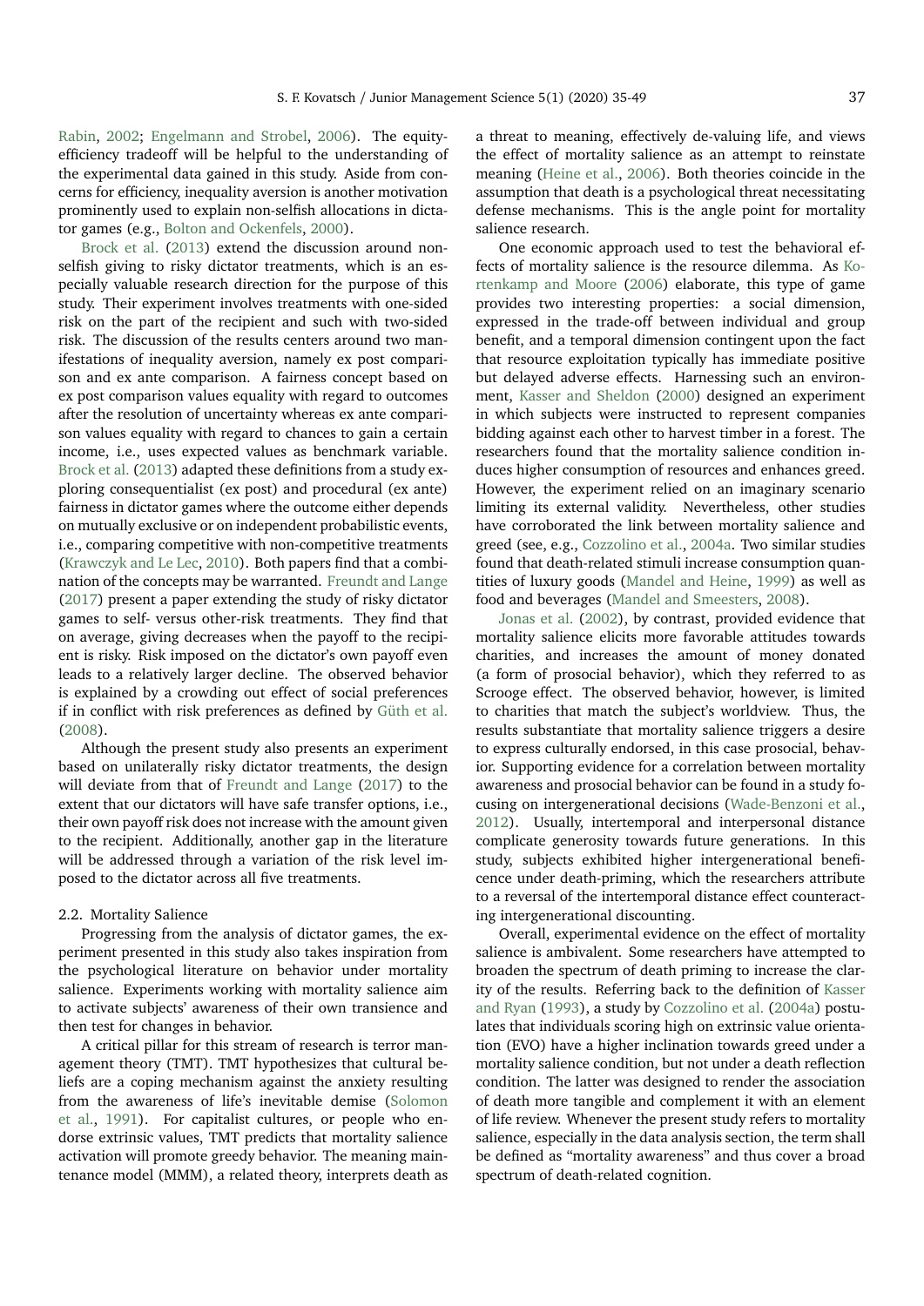Rabin, 2002; Engelmann and Strobel, 2006). The equity-efficiency tradeoff will be helpful to the understanding of the experimental data gained in this study. Aside from concerns for efficiency, inequality aversion is another motivation prominently used to explain non-selfish allocations in dictator games (e.g., Bolton and Ockenfels, 2000).

Brock et al. (2013) extend the discussion around non-selfish giving to risky dictator treatments, which is an especially valuable research direction for the purpose of this study. Their experiment involves treatments with one-sided risk on the part of the recipient and such with two-sided risk. The discussion of the results centers around two manifestations of inequality aversion, namely ex post comparison and ex ante comparison. A fairness concept based on ex post comparison values equality with regard to outcomes after the resolution of uncertainty whereas ex ante comparison values equality with regard to chances to gain a certain income, i.e., uses expected values as benchmark variable. Brock et al. (2013) adapted these definitions from a study exploring consequentialist (ex post) and procedural (ex ante) fairness in dictator games where the outcome either depends on mutually exclusive or on independent probabilistic events, i.e., comparing competitive with non-competitive treatments (Krawczyk and Le Lec, 2010). Both papers find that a combination of the concepts may be warranted. Freundt and Lange (2017) present a paper extending the study of risky dictator games to self- versus other-risk treatments. They find that on average, giving decreases when the payoff to the recipient is risky. Risk imposed on the dictator's own payoff even leads to a relatively larger decline. The observed behavior is explained by a crowding out effect of social preferences if in conflict with risk preferences as defined by Güth et al. (2008).

Although the present study also presents an experiment based on unilaterally risky dictator treatments, the design will deviate from that of Freundt and Lange (2017) to the extent that our dictators will have safe transfer options, i.e., their own payoff risk does not increase with the amount given to the recipient. Additionally, another gap in the literature will be addressed through a variation of the risk level imposed to the dictator across all five treatments.

### 2.2. Mortality Salience

Progressing from the analysis of dictator games, the experiment presented in this study also takes inspiration from the psychological literature on behavior under mortality salience. Experiments working with mortality salience aim to activate subjects' awareness of their own transience and then test for changes in behavior.

A critical pillar for this stream of research is terror management theory (TMT). TMT hypothesizes that cultural beliefs are a coping mechanism against the anxiety resulting from the awareness of life's inevitable demise (Solomon et al., 1991). For capitalist cultures, or people who endorse extrinsic values, TMT predicts that mortality salience activation will promote greedy behavior. The meaning maintenance model (MMM), a related theory, interprets death as a threat to meaning, effectively de-valuing life, and views the effect of mortality salience as an attempt to reinstate meaning (Heine et al., 2006). Both theories coincide in the assumption that death is a psychological threat necessitating defense mechanisms. This is the angle point for mortality salience research.

One economic approach used to test the behavioral effects of mortality salience is the resource dilemma. As Kortenkamp and Moore (2006) elaborate, this type of game provides two interesting properties: a social dimension, expressed in the trade-off between individual and group benefit, and a temporal dimension contingent upon the fact that resource exploitation typically has immediate positive but delayed adverse effects. Harnessing such an environment, Kasser and Sheldon (2000) designed an experiment in which subjects were instructed to represent companies bidding against each other to harvest timber in a forest. The researchers found that the mortality salience condition induces higher consumption of resources and enhances greed. However, the experiment relied on an imaginary scenario limiting its external validity. Nevertheless, other studies have corroborated the link between mortality salience and greed (see, e.g., Cozzolino et al., 2004a. Two similar studies found that death-related stimuli increase consumption quantities of luxury goods (Mandel and Heine, 1999) as well as food and beverages (Mandel and Smeesters, 2008).

Jonas et al. (2002), by contrast, provided evidence that mortality salience elicits more favorable attitudes towards charities, and increases the amount of money donated (a form of prosocial behavior), which they referred to as Scrooge effect. The observed behavior, however, is limited to charities that match the subject's worldview. Thus, the results substantiate that mortality salience triggers a desire to express culturally endorsed, in this case prosocial, behavior. Supporting evidence for a correlation between mortality awareness and prosocial behavior can be found in a study focusing on intergenerational decisions (Wade-Benzoni et al., 2012). Usually, intertemporal and interpersonal distance complicate generosity towards future generations. In this study, subjects exhibited higher intergenerational beneficence under death-priming, which the researchers attribute to a reversal of the intertemporal distance effect counteracting intergenerational discounting.

Overall, experimental evidence on the effect of mortality salience is ambivalent. Some researchers have attempted to broaden the spectrum of death priming to increase the clarity of the results. Referring back to the definition of Kasser and Ryan (1993), a study by Cozzolino et al. (2004a) postulates that individuals scoring high on extrinsic value orientation (EVO) have a higher inclination towards greed under a mortality salience condition, but not under a death reflection condition. The latter was designed to render the association of death more tangible and complement it with an element of life review. Whenever the present study refers to mortality salience, especially in the data analysis section, the term shall be defined as "mortality awareness" and thus cover a broad spectrum of death-related cognition.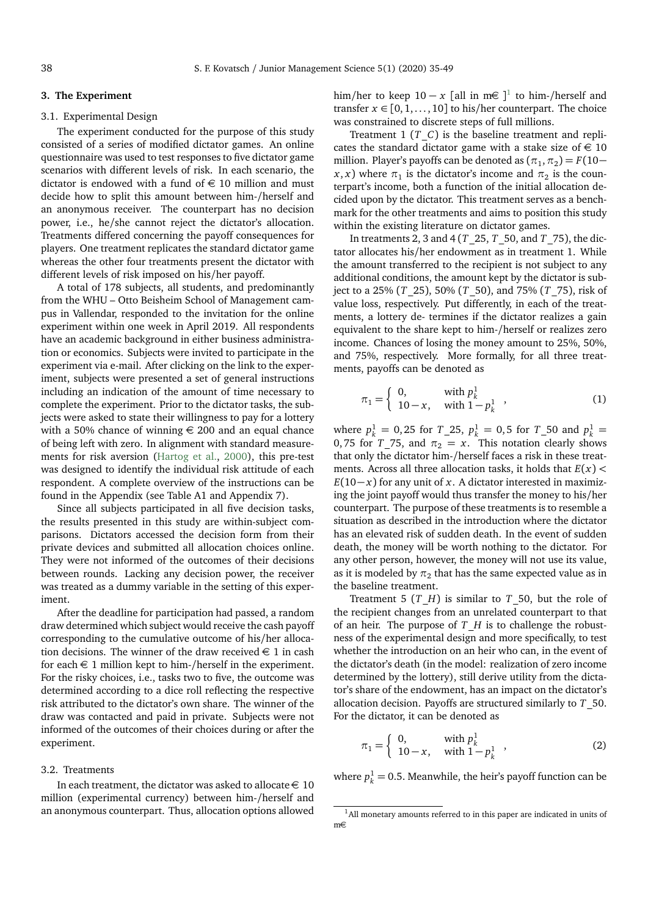## 3. The Experiment

### 3.1. Experimental Design

The experiment conducted for the purpose of this study consisted of a series of modified dictator games. An online questionnaire was used to test responses to five dictator game scenarios with different levels of risk. In each scenario, the dictator is endowed with a fund of € 10 million and must decide how to split this amount between him-/herself and an anonymous receiver. The counterpart has no decision power, i.e., he/she cannot reject the dictator's allocation. Treatments differed concerning the payoff consequences for players. One treatment replicates the standard dictator game whereas the other four treatments present the dictator with different levels of risk imposed on his/her payoff.

A total of 178 subjects, all students, and predominantly from the WHU – Otto Beisheim School of Management campus in Vallendar, responded to the invitation for the online experiment within one week in April 2019. All respondents have an academic background in either business administration or economics. Subjects were invited to participate in the experiment via e-mail. After clicking on the link to the experiment, subjects were presented a set of general instructions including an indication of the amount of time necessary to complete the experiment. Prior to the dictator tasks, the subjects were asked to state their willingness to pay for a lottery with a 50% chance of winning € 200 and an equal chance of being left with zero. In alignment with standard measurements for risk aversion (Hartog et al., 2000), this pre-test was designed to identify the individual risk attitude of each respondent. A complete overview of the instructions can be found in the Appendix (see Table A1 and Appendix 7).

Since all subjects participated in all five decision tasks, the results presented in this study are within-subject comparisons. Dictators accessed the decision form from their private devices and submitted all allocation choices online. They were not informed of the outcomes of their decisions between rounds. Lacking any decision power, the receiver was treated as a dummy variable in the setting of this experiment.

After the deadline for participation had passed, a random draw determined which subject would receive the cash payoff corresponding to the cumulative outcome of his/her allocation decisions. The winner of the draw received € 1 in cash for each € 1 million kept to him-/herself in the experiment. For the risky choices, i.e., tasks two to five, the outcome was determined according to a dice roll reflecting the respective risk attributed to the dictator's own share. The winner of the draw was contacted and paid in private. Subjects were not informed of the outcomes of their choices during or after the experiment.

### 3.2. Treatments

In each treatment, the dictator was asked to allocate € 10 million (experimental currency) between him-/herself and an anonymous counterpart. Thus, allocation options allowed him/her to keep $10 - x$ [all in m€ ][1] to him-/herself and transfer $x \in [0, 1, \ldots, 10]$ to his/her counterpart. The choice was constrained to discrete steps of full millions.

Treatment 1 ($T\_C$) is the baseline treatment and replicates the standard dictator game with a stake size of € 10 million. Player's payoffs can be denoted as $(\pi_1, \pi_2) = F(10 - x, x)$ where $\pi_1$ is the dictator's income and $\pi_2$ is the counterpart's income, both a function of the initial allocation decided upon by the dictator. This treatment serves as a benchmark for the other treatments and aims to position this study within the existing literature on dictator games.

In treatments 2, 3 and 4 ($T\_25$, $T\_50$, and $T\_75$), the dictator allocates his/her endowment as in treatment 1. While the amount transferred to the recipient is not subject to any additional conditions, the amount kept by the dictator is subject to a 25% ($T\_25$), 50% ($T\_50$), and 75% ($T\_75$), risk of value loss, respectively. Put differently, in each of the treatments, a lottery de- termines if the dictator realizes a gain equivalent to the share kept to him-/herself or realizes zero income. Chances of losing the money amount to 25%, 50%, and 75%, respectively. More formally, for all three treatments, payoffs can be denoted as

$$\pi_1 = \begin{cases} 0, & \text{with } p_k^1 \\ 10 - x, & \text{with } 1 - p_k^1 \end{cases}, \tag{1}$$

where $p_k^1 = 0,25$ for $T\_25$, $p_k^1 = 0,5$ for $T\_50$ and $p_k^1 = 0,75$ for $T\_75$, and $\pi_2 = x$. This notation clearly shows that only the dictator him-/herself faces a risk in these treatments. Across all three allocation tasks, it holds that $E(x) < E(10 - x)$ for any unit of $x$. A dictator interested in maximizing the joint payoff would thus transfer the money to his/her counterpart. The purpose of these treatments is to resemble a situation as described in the introduction where the dictator has an elevated risk of sudden death. In the event of sudden death, the money will be worth nothing to the dictator. For any other person, however, the money will not use its value, as it is modeled by $\pi_2$ that has the same expected value as in the baseline treatment.

Treatment 5 ($T\_H$) is similar to $T\_50$, but the role of the recipient changes from an unrelated counterpart to that of an heir. The purpose of $T\_H$ is to challenge the robustness of the experimental design and more specifically, to test whether the introduction on an heir who can, in the event of the dictator's death (in the model: realization of zero income determined by the lottery), still derive utility from the dictator's share of the endowment, has an impact on the dictator's allocation decision. Payoffs are structured similarly to $T\_50$. For the dictator, it can be denoted as

$$\pi_1 = \begin{cases} 0, & \text{with } p_k^1 \\ 10 - x, & \text{with } 1 - p_k^1 \end{cases}, \tag{2}$$

where $p_k^1 = 0.5$. Meanwhile, the heir's payoff function can be

[1] All monetary amounts referred to in this paper are indicated in units of m€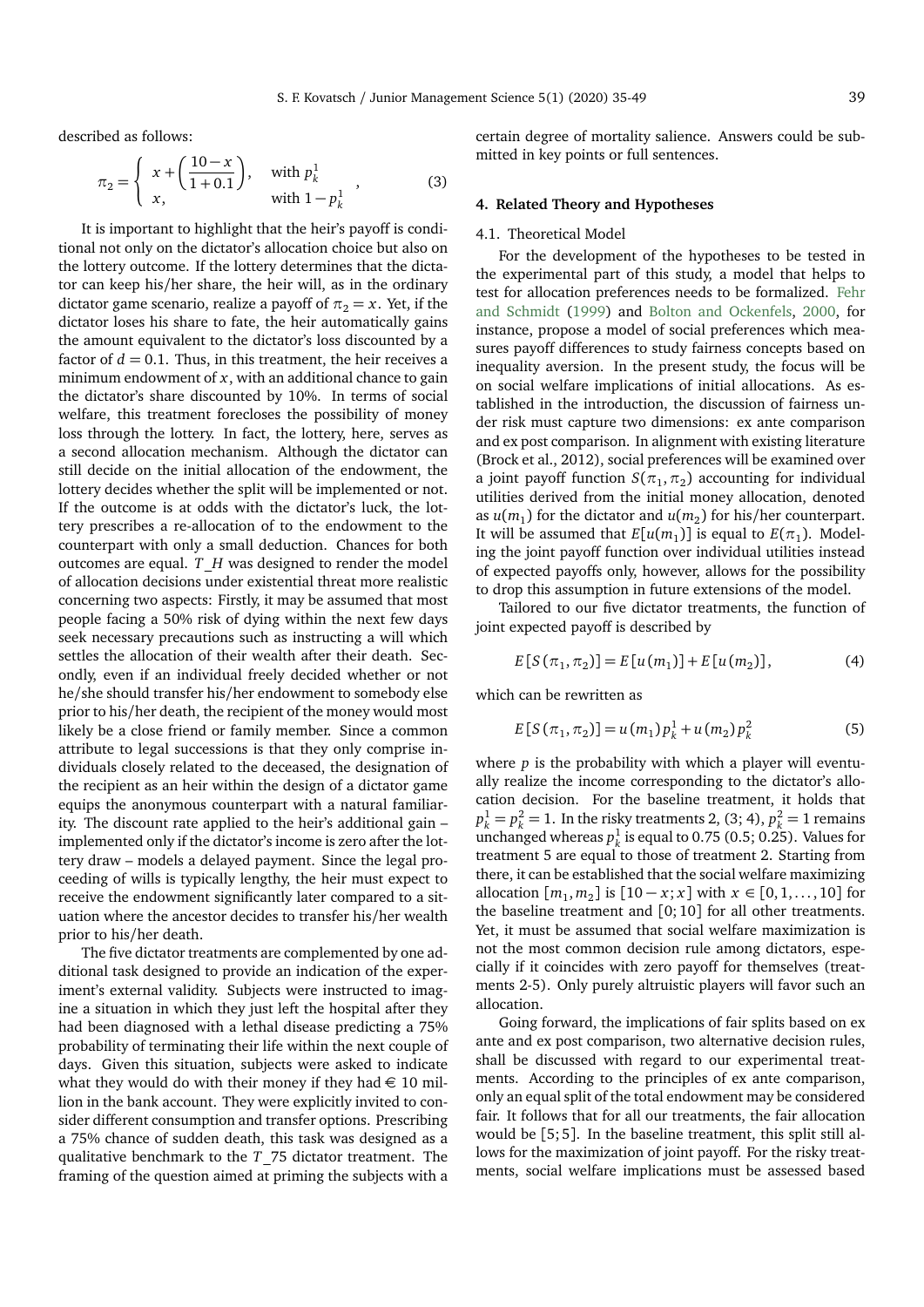described as follows:

$$\pi_2 = \begin{cases} x + \left(\dfrac{10-x}{1+0.1}\right), & \text{with } p_k^1 \\ x, & \text{with } 1-p_k^1 \end{cases}, \tag{3}$$

It is important to highlight that the heir's payoff is conditional not only on the dictator's allocation choice but also on the lottery outcome. If the lottery determines that the dictator can keep his/her share, the heir will, as in the ordinary dictator game scenario, realize a payoff of $\pi_2 = x$. Yet, if the dictator loses his share to fate, the heir automatically gains the amount equivalent to the dictator's loss discounted by a factor of $d = 0.1$. Thus, in this treatment, the heir receives a minimum endowment of $x$, with an additional chance to gain the dictator's share discounted by 10%. In terms of social welfare, this treatment forecloses the possibility of money loss through the lottery. In fact, the lottery, here, serves as a second allocation mechanism. Although the dictator can still decide on the initial allocation of the endowment, the lottery decides whether the split will be implemented or not. If the outcome is at odds with the dictator's luck, the lottery prescribes a re-allocation of to the endowment to the counterpart with only a small deduction. Chances for both outcomes are equal. $T\_H$ was designed to render the model of allocation decisions under existential threat more realistic concerning two aspects: Firstly, it may be assumed that most people facing a 50% risk of dying within the next few days seek necessary precautions such as instructing a will which settles the allocation of their wealth after their death. Secondly, even if an individual freely decided whether or not he/she should transfer his/her endowment to somebody else prior to his/her death, the recipient of the money would most likely be a close friend or family member. Since a common attribute to legal successions is that they only comprise individuals closely related to the deceased, the designation of the recipient as an heir within the design of a dictator game equips the anonymous counterpart with a natural familiarity. The discount rate applied to the heir's additional gain – implemented only if the dictator's income is zero after the lottery draw – models a delayed payment. Since the legal proceeding of wills is typically lengthy, the heir must expect to receive the endowment significantly later compared to a situation where the ancestor decides to transfer his/her wealth prior to his/her death.

The five dictator treatments are complemented by one additional task designed to provide an indication of the experiment's external validity. Subjects were instructed to imagine a situation in which they just left the hospital after they had been diagnosed with a lethal disease predicting a 75% probability of terminating their life within the next couple of days. Given this situation, subjects were asked to indicate what they would do with their money if they had € 10 million in the bank account. They were explicitly invited to consider different consumption and transfer options. Prescribing a 75% chance of sudden death, this task was designed as a qualitative benchmark to the $T\_75$ dictator treatment. The framing of the question aimed at priming the subjects with a certain degree of mortality salience. Answers could be submitted in key points or full sentences.

## 4. Related Theory and Hypotheses

### 4.1. Theoretical Model

For the development of the hypotheses to be tested in the experimental part of this study, a model that helps to test for allocation preferences needs to be formalized. Fehr and Schmidt (1999) and Bolton and Ockenfels, 2000, for instance, propose a model of social preferences which measures payoff differences to study fairness concepts based on inequality aversion. In the present study, the focus will be on social welfare implications of initial allocations. As established in the introduction, the discussion of fairness under risk must capture two dimensions: ex ante comparison and ex post comparison. In alignment with existing literature (Brock et al., 2012), social preferences will be examined over a joint payoff function $S(\pi_1, \pi_2)$ accounting for individual utilities derived from the initial money allocation, denoted as $u(m_1)$ for the dictator and $u(m_2)$ for his/her counterpart. It will be assumed that $E[u(m_1)]$ is equal to $E(\pi_1)$. Modeling the joint payoff function over individual utilities instead of expected payoffs only, however, allows for the possibility to drop this assumption in future extensions of the model.

Tailored to our five dictator treatments, the function of joint expected payoff is described by

$$E[S(\pi_1, \pi_2)] = E[u(m_1)] + E[u(m_2)], \tag{4}$$

which can be rewritten as

$$E[S(\pi_1, \pi_2)] = u(m_1)\,p_k^1 + u(m_2)\,p_k^2 \tag{5}$$

where $p$ is the probability with which a player will eventually realize the income corresponding to the dictator's allocation decision. For the baseline treatment, it holds that $p_k^1 = p_k^2 = 1$. In the risky treatments 2, (3; 4), $p_k^2 = 1$ remains unchanged whereas $p_k^1$ is equal to 0.75 (0.5; 0.25). Values for treatment 5 are equal to those of treatment 2. Starting from there, it can be established that the social welfare maximizing allocation $[m_1, m_2]$ is $[10-x; x]$ with $x \in [0, 1, \ldots, 10]$ for the baseline treatment and $[0; 10]$ for all other treatments. Yet, it must be assumed that social welfare maximization is not the most common decision rule among dictators, especially if it coincides with zero payoff for themselves (treatments 2-5). Only purely altruistic players will favor such an allocation.

Going forward, the implications of fair splits based on ex ante and ex post comparison, two alternative decision rules, shall be discussed with regard to our experimental treatments. According to the principles of ex ante comparison, only an equal split of the total endowment may be considered fair. It follows that for all our treatments, the fair allocation would be $[5; 5]$. In the baseline treatment, this split still allows for the maximization of joint payoff. For the risky treatments, social welfare implications must be assessed based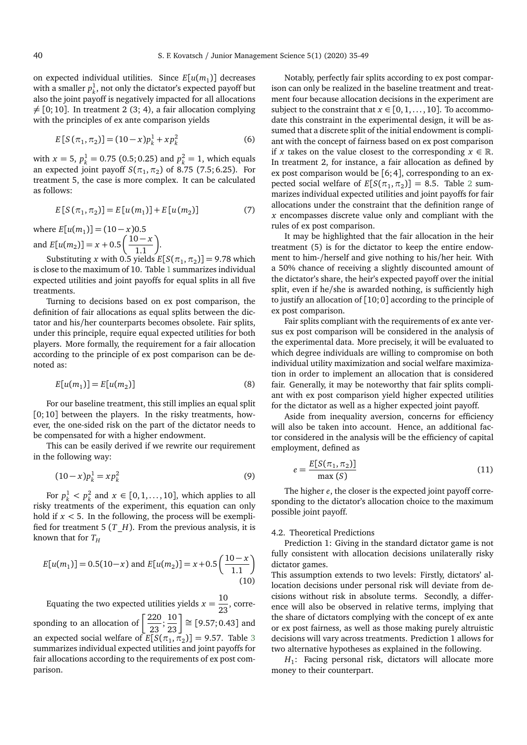on expected individual utilities. Since $E[u(m_1)]$ decreases with a smaller $p_k^1$, not only the dictator's expected payoff but also the joint payoff is negatively impacted for all allocations $\neq [0;10]$. In treatment 2 (3; 4), a fair allocation complying with the principles of ex ante comparison yields

$$E[S(\pi_1, \pi_2)] = (10-x)p_k^1 + xp_k^2 \tag{6}$$

with $x = 5$, $p_k^1 = 0.75$ (0.5; 0.25) and $p_k^2 = 1$, which equals an expected joint payoff $S(\pi_1, \pi_2)$ of 8.75 (7.5; 6.25). For treatment 5, the case is more complex. It can be calculated as follows:

$$E[S(\pi_1, \pi_2)] = E[u(m_1)] + E[u(m_2)] \tag{7}$$

where $E[u(m_1)] = (10-x)0.5$
and $E[u(m_2)] = x + 0.5\left(\frac{10-x}{1.1}\right)$.

Substituting $x$ with 0.5 yields $E[S(\pi_1, \pi_2)] = 9.78$ which is close to the maximum of 10. Table 1 summarizes individual expected utilities and joint payoffs for equal splits in all five treatments.

Turning to decisions based on ex post comparison, the definition of fair allocations as equal splits between the dictator and his/her counterparts becomes obsolete. Fair splits, under this principle, require equal expected utilities for both players. More formally, the requirement for a fair allocation according to the principle of ex post comparison can be denoted as:

$$E[u(m_1)] = E[u(m_2)] \tag{8}$$

For our baseline treatment, this still implies an equal split [0; 10] between the players. In the risky treatments, however, the one-sided risk on the part of the dictator needs to be compensated for with a higher endowment.

This can be easily derived if we rewrite our requirement in the following way:

$$(10-x)p_k^1 = xp_k^2 \tag{9}$$

For $p_k^1 < p_k^2$ and $x \in [0, 1, \ldots, 10]$, which applies to all risky treatments of the experiment, this equation can only hold if $x < 5$. In the following, the process will be exemplified for treatment 5 ($T\_H$). From the previous analysis, it is known that for $T_H$

$$E[u(m_1)] = 0.5(10-x) \text{ and } E[u(m_2)] = x + 0.5\left(\frac{10-x}{1.1}\right) \tag{10}$$

Equating the two expected utilities yields $x = \frac{10}{23}$, corresponding to an allocation of $\left[\frac{220}{23}; \frac{10}{23}\right] \cong [9.57; 0.43]$ and an expected social welfare of $E[S(\pi_1, \pi_2)] = 9.57$. Table 3 summarizes individual expected utilities and joint payoffs for fair allocations according to the requirements of ex post comparison.

Notably, perfectly fair splits according to ex post comparison can only be realized in the baseline treatment and treatment four because allocation decisions in the experiment are subject to the constraint that $x \in [0, 1, \ldots, 10]$. To accommodate this constraint in the experimental design, it will be assumed that a discrete split of the initial endowment is compliant with the concept of fairness based on ex post comparison if $x$ takes on the value closest to the corresponding $x \in \mathbb{R}$. In treatment 2, for instance, a fair allocation as defined by ex post comparison would be [6; 4], corresponding to an expected social welfare of $E[S(\pi_1, \pi_2)] = 8.5$. Table 2 summarizes individual expected utilities and joint payoffs for fair allocations under the constraint that the definition range of $x$ encompasses discrete value only and compliant with the rules of ex post comparison.

It may be highlighted that the fair allocation in the heir treatment (5) is for the dictator to keep the entire endowment to him-/herself and give nothing to his/her heir. With a 50% chance of receiving a slightly discounted amount of the dictator's share, the heir's expected payoff over the initial split, even if he/she is awarded nothing, is sufficiently high to justify an allocation of [10; 0] according to the principle of ex post comparison.

Fair splits compliant with the requirements of ex ante versus ex post comparison will be considered in the analysis of the experimental data. More precisely, it will be evaluated to which degree individuals are willing to compromise on both individual utility maximization and social welfare maximization in order to implement an allocation that is considered fair. Generally, it may be noteworthy that fair splits compliant with ex post comparison yield higher expected utilities for the dictator as well as a higher expected joint payoff.

Aside from inequality aversion, concerns for efficiency will also be taken into account. Hence, an additional factor considered in the analysis will be the efficiency of capital employment, defined as

$$e = \frac{E[S(\pi_1, \pi_2)]}{\max(S)} \tag{11}$$

The higher $e$, the closer is the expected joint payoff corresponding to the dictator's allocation choice to the maximum possible joint payoff.

### 4.2. Theoretical Predictions

Prediction 1: Giving in the standard dictator game is not fully consistent with allocation decisions unilaterally risky dictator games.
This assumption extends to two levels: Firstly, dictators' allocation decisions under personal risk will deviate from decisions without risk in absolute terms. Secondly, a difference will also be observed in relative terms, implying that the share of dictators complying with the concept of ex ante or ex post fairness, as well as those making purely altruistic decisions will vary across treatments. Prediction 1 allows for two alternative hypotheses as explained in the following.

$H_1$: Facing personal risk, dictators will allocate more money to their counterpart.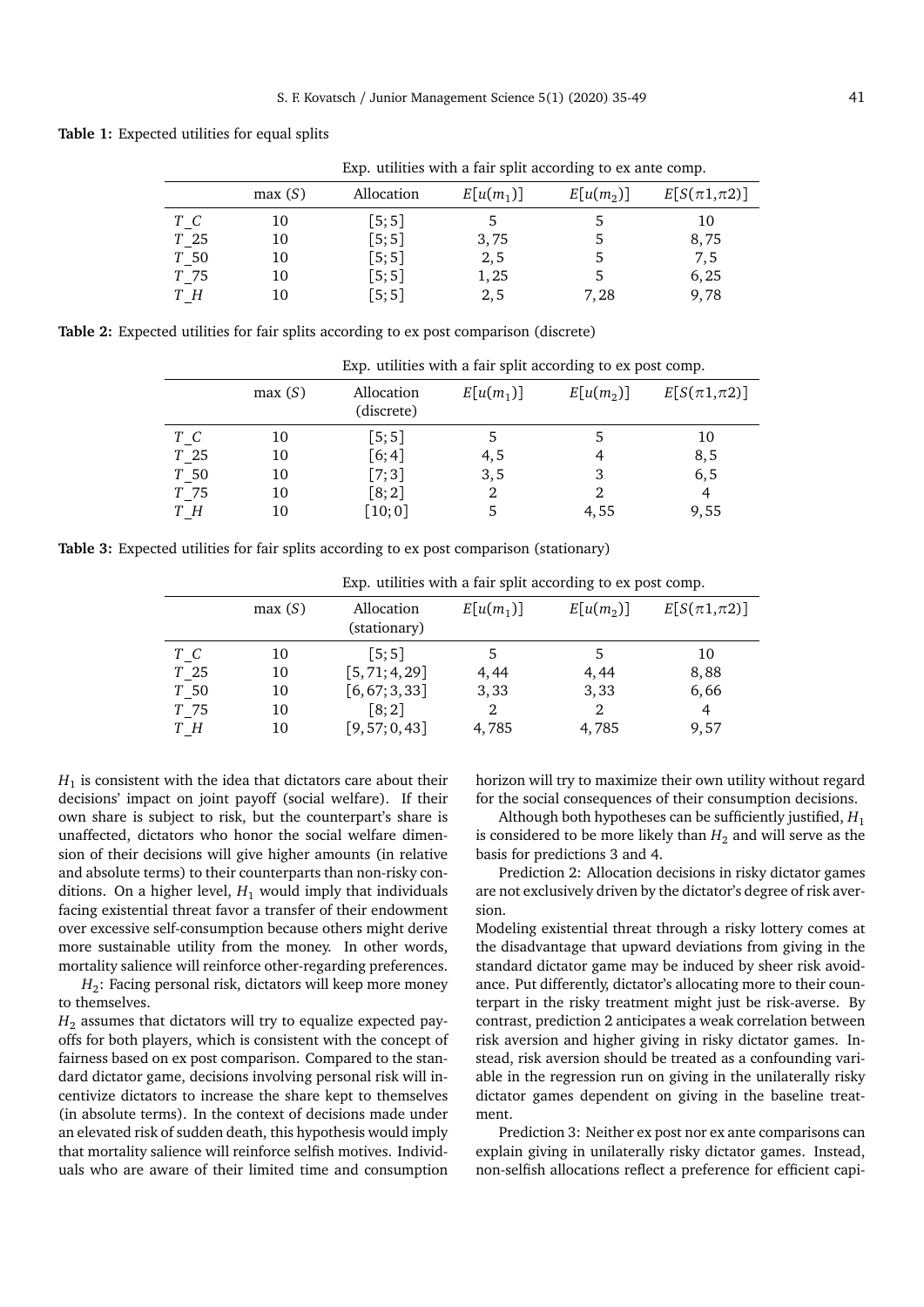**Table 1:** Expected utilities for equal splits

| | Exp. utilities with a fair split according to ex ante comp. | | | | |
|---|---|---|---|---|---|
| | max $(S)$ | Allocation | $E[u(m_1)]$ | $E[u(m_2)]$ | $E[S(\pi 1, \pi 2)]$ |
| $T\_C$ | 10 | [5; 5] | 5 | 5 | 10 |
| $T\_25$ | 10 | [5; 5] | 3,75 | 5 | 8,75 |
| $T\_50$ | 10 | [5; 5] | 2,5 | 5 | 7,5 |
| $T\_75$ | 10 | [5; 5] | 1,25 | 5 | 6,25 |
| $T\_H$ | 10 | [5; 5] | 2,5 | 7,28 | 9,78 |

**Table 2:** Expected utilities for fair splits according to ex post comparison (discrete)

| | Exp. utilities with a fair split according to ex post comp. | | | | |
|---|---|---|---|---|---|
| | max $(S)$ | Allocation (discrete) | $E[u(m_1)]$ | $E[u(m_2)]$ | $E[S(\pi 1, \pi 2)]$ |
| $T\_C$ | 10 | [5; 5] | 5 | 5 | 10 |
| $T\_25$ | 10 | [6; 4] | 4,5 | 4 | 8,5 |
| $T\_50$ | 10 | [7; 3] | 3,5 | 3 | 6,5 |
| $T\_75$ | 10 | [8; 2] | 2 | 2 | 4 |
| $T\_H$ | 10 | [10; 0] | 5 | 4,55 | 9,55 |

**Table 3:** Expected utilities for fair splits according to ex post comparison (stationary)

| | Exp. utilities with a fair split according to ex post comp. | | | | |
|---|---|---|---|---|---|
| | max $(S)$ | Allocation (stationary) | $E[u(m_1)]$ | $E[u(m_2)]$ | $E[S(\pi 1, \pi 2)]$ |
| $T\_C$ | 10 | [5; 5] | 5 | 5 | 10 |
| $T\_25$ | 10 | [5,71; 4,29] | 4,44 | 4,44 | 8,88 |
| $T\_50$ | 10 | [6,67; 3,33] | 3,33 | 3,33 | 6,66 |
| $T\_75$ | 10 | [8; 2] | 2 | 2 | 4 |
| $T\_H$ | 10 | [9,57; 0,43] | 4,785 | 4,785 | 9,57 |

$H_1$ is consistent with the idea that dictators care about their decisions' impact on joint payoff (social welfare). If their own share is subject to risk, but the counterpart's share is unaffected, dictators who honor the social welfare dimension of their decisions will give higher amounts (in relative and absolute terms) to their counterparts than non-risky conditions. On a higher level, $H_1$ would imply that individuals facing existential threat favor a transfer of their endowment over excessive self-consumption because others might derive more sustainable utility from the money. In other words, mortality salience will reinforce other-regarding preferences.

$H_2$: Facing personal risk, dictators will keep more money to themselves.

$H_2$ assumes that dictators will try to equalize expected payoffs for both players, which is consistent with the concept of fairness based on ex post comparison. Compared to the standard dictator game, decisions involving personal risk will incentivize dictators to increase the share kept to themselves (in absolute terms). In the context of decisions made under an elevated risk of sudden death, this hypothesis would imply that mortality salience will reinforce selfish motives. Individuals who are aware of their limited time and consumption horizon will try to maximize their own utility without regard for the social consequences of their consumption decisions.

Although both hypotheses can be sufficiently justified, $H_1$ is considered to be more likely than $H_2$ and will serve as the basis for predictions 3 and 4.

Prediction 2: Allocation decisions in risky dictator games are not exclusively driven by the dictator's degree of risk aversion.

Modeling existential threat through a risky lottery comes at the disadvantage that upward deviations from giving in the standard dictator game may be induced by sheer risk avoidance. Put differently, dictator's allocating more to their counterpart in the risky treatment might just be risk-averse. By contrast, prediction 2 anticipates a weak correlation between risk aversion and higher giving in risky dictator games. Instead, risk aversion should be treated as a confounding variable in the regression run on giving in the unilaterally risky dictator games dependent on giving in the baseline treatment.

Prediction 3: Neither ex post nor ex ante comparisons can explain giving in unilaterally risky dictator games. Instead, non-selfish allocations reflect a preference for efficient capi-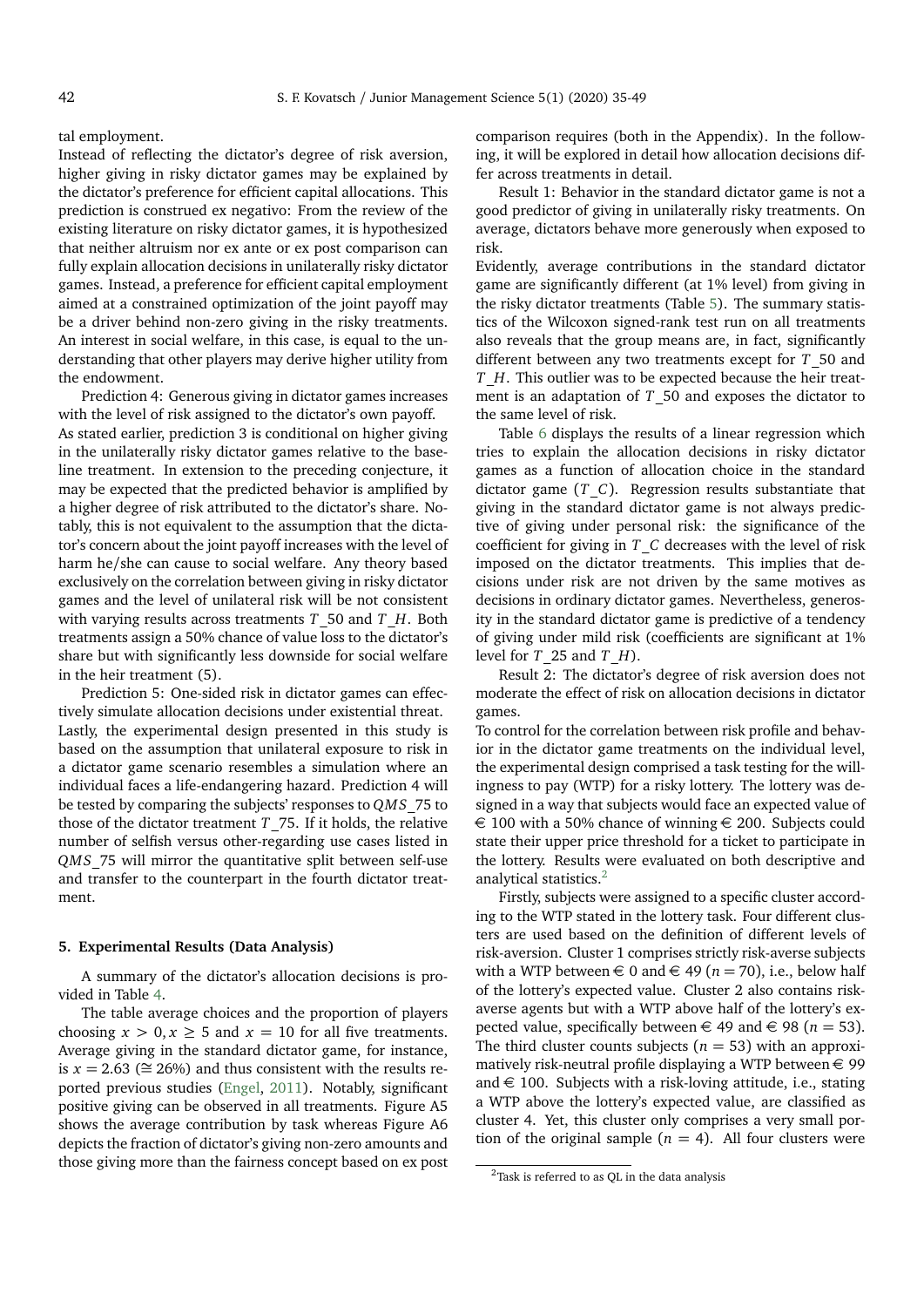tal employment.

Instead of reflecting the dictator's degree of risk aversion, higher giving in risky dictator games may be explained by the dictator's preference for efficient capital allocations. This prediction is construed ex negativo: From the review of the existing literature on risky dictator games, it is hypothesized that neither altruism nor ex ante or ex post comparison can fully explain allocation decisions in unilaterally risky dictator games. Instead, a preference for efficient capital employment aimed at a constrained optimization of the joint payoff may be a driver behind non-zero giving in the risky treatments. An interest in social welfare, in this case, is equal to the understanding that other players may derive higher utility from the endowment.

Prediction 4: Generous giving in dictator games increases with the level of risk assigned to the dictator's own payoff.

As stated earlier, prediction 3 is conditional on higher giving in the unilaterally risky dictator games relative to the baseline treatment. In extension to the preceding conjecture, it may be expected that the predicted behavior is amplified by a higher degree of risk attributed to the dictator's share. Notably, this is not equivalent to the assumption that the dictator's concern about the joint payoff increases with the level of harm he/she can cause to social welfare. Any theory based exclusively on the correlation between giving in risky dictator games and the level of unilateral risk will be not consistent with varying results across treatments $T\_50$ and $T\_H$. Both treatments assign a 50% chance of value loss to the dictator's share but with significantly less downside for social welfare in the heir treatment (5).

Prediction 5: One-sided risk in dictator games can effectively simulate allocation decisions under existential threat.

Lastly, the experimental design presented in this study is based on the assumption that unilateral exposure to risk in a dictator game scenario resembles a simulation where an individual faces a life-endangering hazard. Prediction 4 will be tested by comparing the subjects' responses to $QMS\_75$ to those of the dictator treatment $T\_75$. If it holds, the relative number of selfish versus other-regarding use cases listed in $QMS\_75$ will mirror the quantitative split between self-use and transfer to the counterpart in the fourth dictator treatment.

## 5. Experimental Results (Data Analysis)

A summary of the dictator's allocation decisions is provided in Table 4.

The table average choices and the proportion of players choosing $x > 0, x \geq 5$ and $x = 10$ for all five treatments. Average giving in the standard dictator game, for instance, is $x = 2.63$ ($\cong$ 26%) and thus consistent with the results reported previous studies (Engel, 2011). Notably, significant positive giving can be observed in all treatments. Figure A5 shows the average contribution by task whereas Figure A6 depicts the fraction of dictator's giving non-zero amounts and those giving more than the fairness concept based on ex post comparison requires (both in the Appendix). In the following, it will be explored in detail how allocation decisions differ across treatments in detail.

Result 1: Behavior in the standard dictator game is not a good predictor of giving in unilaterally risky treatments. On average, dictators behave more generously when exposed to risk.

Evidently, average contributions in the standard dictator game are significantly different (at 1% level) from giving in the risky dictator treatments (Table 5). The summary statistics of the Wilcoxon signed-rank test run on all treatments also reveals that the group means are, in fact, significantly different between any two treatments except for $T\_50$ and $T\_H$. This outlier was to be expected because the heir treatment is an adaptation of $T\_50$ and exposes the dictator to the same level of risk.

Table 6 displays the results of a linear regression which tries to explain the allocation decisions in risky dictator games as a function of allocation choice in the standard dictator game ($T\_C$). Regression results substantiate that giving in the standard dictator game is not always predictive of giving under personal risk: the significance of the coefficient for giving in $T\_C$ decreases with the level of risk imposed on the dictator treatments. This implies that decisions under risk are not driven by the same motives as decisions in ordinary dictator games. Nevertheless, generosity in the standard dictator game is predictive of a tendency of giving under mild risk (coefficients are significant at 1% level for $T\_25$ and $T\_H$).

Result 2: The dictator's degree of risk aversion does not moderate the effect of risk on allocation decisions in dictator games.

To control for the correlation between risk profile and behavior in the dictator game treatments on the individual level, the experimental design comprised a task testing for the willingness to pay (WTP) for a risky lottery. The lottery was designed in a way that subjects would face an expected value of € 100 with a 50% chance of winning € 200. Subjects could state their upper price threshold for a ticket to participate in the lottery. Results were evaluated on both descriptive and analytical statistics.[2]

Firstly, subjects were assigned to a specific cluster according to the WTP stated in the lottery task. Four different clusters are used based on the definition of different levels of risk-aversion. Cluster 1 comprises strictly risk-averse subjects with a WTP between € 0 and € 49 ($n = 70$), i.e., below half of the lottery's expected value. Cluster 2 also contains risk-averse agents but with a WTP above half of the lottery's expected value, specifically between € 49 and € 98 ($n = 53$). The third cluster counts subjects ($n = 53$) with an approximatively risk-neutral profile displaying a WTP between € 99 and € 100. Subjects with a risk-loving attitude, i.e., stating a WTP above the lottery's expected value, are classified as cluster 4. Yet, this cluster only comprises a very small portion of the original sample ($n = 4$). All four clusters were

[2] Task is referred to as QL in the data analysis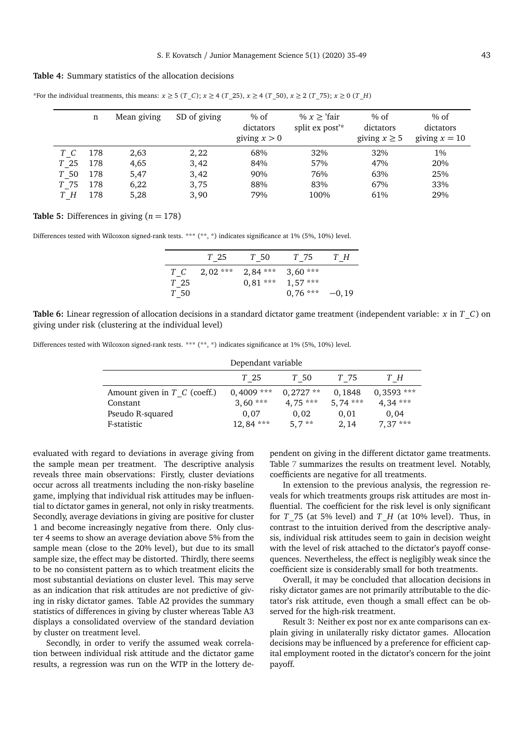**Table 4:** Summary statistics of the allocation decisions

*For the individual treatments, this means: $x \geq 5$ ($T\_C$); $x \geq 4$ ($T\_25$), $x \geq 4$ ($T\_50$), $x \geq 2$ ($T\_75$); $x \geq 0$ ($T\_H$)

| | n | Mean giving | SD of giving | % of dictators giving $x > 0$ | % $x \geq$ 'fair split ex post'* | % of dictators giving $x \geq 5$ | % of dictators giving $x = 10$ |
|---|---|---|---|---|---|---|---|
| $T\_C$ | 178 | 2,63 | 2,22 | 68% | 32% | 32% | 1% |
| $T\_25$ | 178 | 4,65 | 3,42 | 84% | 57% | 47% | 20% |
| $T\_50$ | 178 | 5,47 | 3,42 | 90% | 76% | 63% | 25% |
| $T\_75$ | 178 | 6,22 | 3,75 | 88% | 83% | 67% | 33% |
| $T\_H$ | 178 | 5,28 | 3,90 | 79% | 100% | 61% | 29% |

**Table 5:** Differences in giving ($n = 178$)

Differences tested with Wilcoxon signed-rank tests. *** (**, *) indicates significance at 1% (5%, 10%) level.

| | $T\_25$ | $T\_50$ | $T\_75$ | $T\_H$ |
|---|---|---|---|---|
| $T\_C$ | 2,02 *** | 2,84 *** | 3,60 *** | |
| $T\_25$ | | 0,81 *** | 1,57 *** | |
| $T\_50$ | | | 0,76 *** | −0,19 |

**Table 6:** Linear regression of allocation decisions in a standard dictator game treatment (independent variable: $x$ in $T\_C$) on giving under risk (clustering at the individual level)

Differences tested with Wilcoxon signed-rank tests. *** (**, *) indicates significance at 1% (5%, 10%) level.

| | Dependant variable | | | |
|---|---|---|---|---|
| | $T\_25$ | $T\_50$ | $T\_75$ | $T\_H$ |
| Amount given in $T\_C$ (coeff.) | 0,4009 *** | 0,2727 ** | 0,1848 | 0,3593 *** |
| Constant | 3,60 *** | 4,75 *** | 5,74 *** | 4,34 *** |
| Pseudo R-squared | 0,07 | 0,02 | 0,01 | 0,04 |
| F-statistic | 12,84 *** | 5,7 ** | 2,14 | 7,37 *** |

evaluated with regard to deviations in average giving from the sample mean per treatment. The descriptive analysis reveals three main observations: Firstly, cluster deviations occur across all treatments including the non-risky baseline game, implying that individual risk attitudes may be influential to dictator games in general, not only in risky treatments. Secondly, average deviations in giving are positive for cluster 1 and become increasingly negative from there. Only cluster 4 seems to show an average deviation above 5% from the sample mean (close to the 20% level), but due to its small sample size, the effect may be distorted. Thirdly, there seems to be no consistent pattern as to which treatment elicits the most substantial deviations on cluster level. This may serve as an indication that risk attitudes are not predictive of giving in risky dictator games. Table A2 provides the summary statistics of differences in giving by cluster whereas Table A3 displays a consolidated overview of the standard deviation by cluster on treatment level.

Secondly, in order to verify the assumed weak correlation between individual risk attitude and the dictator game results, a regression was run on the WTP in the lottery dependent on giving in the different dictator game treatments. Table 7 summarizes the results on treatment level. Notably, coefficients are negative for all treatments.

In extension to the previous analysis, the regression reveals for which treatments groups risk attitudes are most influential. The coefficient for the risk level is only significant for $T\_75$ (at 5% level) and $T\_H$ (at 10% level). Thus, in contrast to the intuition derived from the descriptive analysis, individual risk attitudes seem to gain in decision weight with the level of risk attached to the dictator's payoff consequences. Nevertheless, the effect is negligibly weak since the coefficient size is considerably small for both treatments.

Overall, it may be concluded that allocation decisions in risky dictator games are not primarily attributable to the dictator's risk attitude, even though a small effect can be observed for the high-risk treatment.

Result 3: Neither ex post nor ex ante comparisons can explain giving in unilaterally risky dictator games. Allocation decisions may be influenced by a preference for efficient capital employment rooted in the dictator's concern for the joint payoff.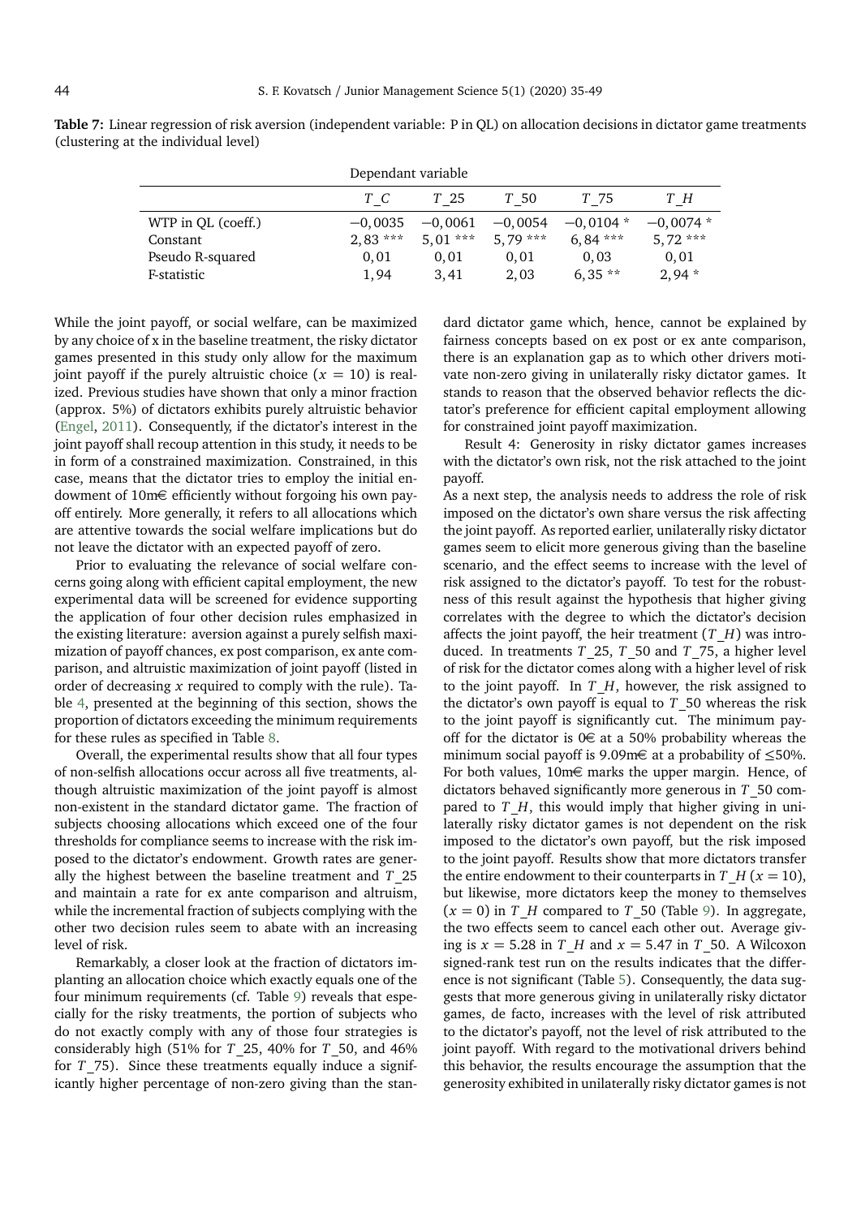**Table 7:** Linear regression of risk aversion (independent variable: P in QL) on allocation decisions in dictator game treatments (clustering at the individual level)

| | Dependant variable | | | | |
|---|---|---|---|---|---|
| | $T\_C$ | $T\_25$ | $T\_50$ | $T\_75$ | $T\_H$ |
| WTP in QL (coeff.) | −0,0035 | −0,0061 | −0,0054 | −0,0104 * | −0,0074 * |
| Constant | 2,83 *** | 5,01 *** | 5,79 *** | 6,84 *** | 5,72 *** |
| Pseudo R-squared | 0,01 | 0,01 | 0,01 | 0,03 | 0,01 |
| F-statistic | 1,94 | 3,41 | 2,03 | 6,35 ** | 2,94 * |

While the joint payoff, or social welfare, can be maximized by any choice of x in the baseline treatment, the risky dictator games presented in this study only allow for the maximum joint payoff if the purely altruistic choice ($x = 10$) is realized. Previous studies have shown that only a minor fraction (approx. 5%) of dictators exhibits purely altruistic behavior (Engel, 2011). Consequently, if the dictator's interest in the joint payoff shall recoup attention in this study, it needs to be in form of a constrained maximization. Constrained, in this case, means that the dictator tries to employ the initial endowment of 10m€ efficiently without forgoing his own payoff entirely. More generally, it refers to all allocations which are attentive towards the social welfare implications but do not leave the dictator with an expected payoff of zero.

Prior to evaluating the relevance of social welfare concerns going along with efficient capital employment, the new experimental data will be screened for evidence supporting the application of four other decision rules emphasized in the existing literature: aversion against a purely selfish maximization of payoff chances, ex post comparison, ex ante comparison, and altruistic maximization of joint payoff (listed in order of decreasing $x$ required to comply with the rule). Table 4, presented at the beginning of this section, shows the proportion of dictators exceeding the minimum requirements for these rules as specified in Table 8.

Overall, the experimental results show that all four types of non-selfish allocations occur across all five treatments, although altruistic maximization of the joint payoff is almost non-existent in the standard dictator game. The fraction of subjects choosing allocations which exceed one of the four thresholds for compliance seems to increase with the risk imposed to the dictator's endowment. Growth rates are generally the highest between the baseline treatment and $T\_25$ and maintain a rate for ex ante comparison and altruism, while the incremental fraction of subjects complying with the other two decision rules seem to abate with an increasing level of risk.

Remarkably, a closer look at the fraction of dictators implanting an allocation choice which exactly equals one of the four minimum requirements (cf. Table 9) reveals that especially for the risky treatments, the portion of subjects who do not exactly comply with any of those four strategies is considerably high (51% for $T\_25$, 40% for $T\_50$, and 46% for $T\_75$). Since these treatments equally induce a significantly higher percentage of non-zero giving than the standard dictator game which, hence, cannot be explained by fairness concepts based on ex post or ex ante comparison, there is an explanation gap as to which other drivers motivate non-zero giving in unilaterally risky dictator games. It stands to reason that the observed behavior reflects the dictator's preference for efficient capital employment allowing for constrained joint payoff maximization.

Result 4: Generosity in risky dictator games increases with the dictator's own risk, not the risk attached to the joint payoff.

As a next step, the analysis needs to address the role of risk imposed on the dictator's own share versus the risk affecting the joint payoff. As reported earlier, unilaterally risky dictator games seem to elicit more generous giving than the baseline scenario, and the effect seems to increase with the level of risk assigned to the dictator's payoff. To test for the robustness of this result against the hypothesis that higher giving correlates with the degree to which the dictator's decision affects the joint payoff, the heir treatment ($T\_H$) was introduced. In treatments $T\_25$, $T\_50$ and $T\_75$, a higher level of risk for the dictator comes along with a higher level of risk to the joint payoff. In $T\_H$, however, the risk assigned to the dictator's own payoff is equal to $T\_50$ whereas the risk to the joint payoff is significantly cut. The minimum payoff for the dictator is 0€ at a 50% probability whereas the minimum social payoff is 9.09m€ at a probability of ≤50%. For both values, 10m€ marks the upper margin. Hence, of dictators behaved significantly more generous in $T\_50$ compared to $T\_H$, this would imply that higher giving in unilaterally risky dictator games is not dependent on the risk imposed to the dictator's own payoff, but the risk imposed to the joint payoff. Results show that more dictators transfer the entire endowment to their counterparts in $T\_H$ ($x = 10$), but likewise, more dictators keep the money to themselves ($x = 0$) in $T\_H$ compared to $T\_50$ (Table 9). In aggregate, the two effects seem to cancel each other out. Average giving is $x = 5.28$ in $T\_H$ and $x = 5.47$ in $T\_50$. A Wilcoxon signed-rank test run on the results indicates that the difference is not significant (Table 5). Consequently, the data suggests that more generous giving in unilaterally risky dictator games, de facto, increases with the level of risk attributed to the dictator's payoff, not the level of risk attributed to the joint payoff. With regard to the motivational drivers behind this behavior, the results encourage the assumption that the generosity exhibited in unilaterally risky dictator games is not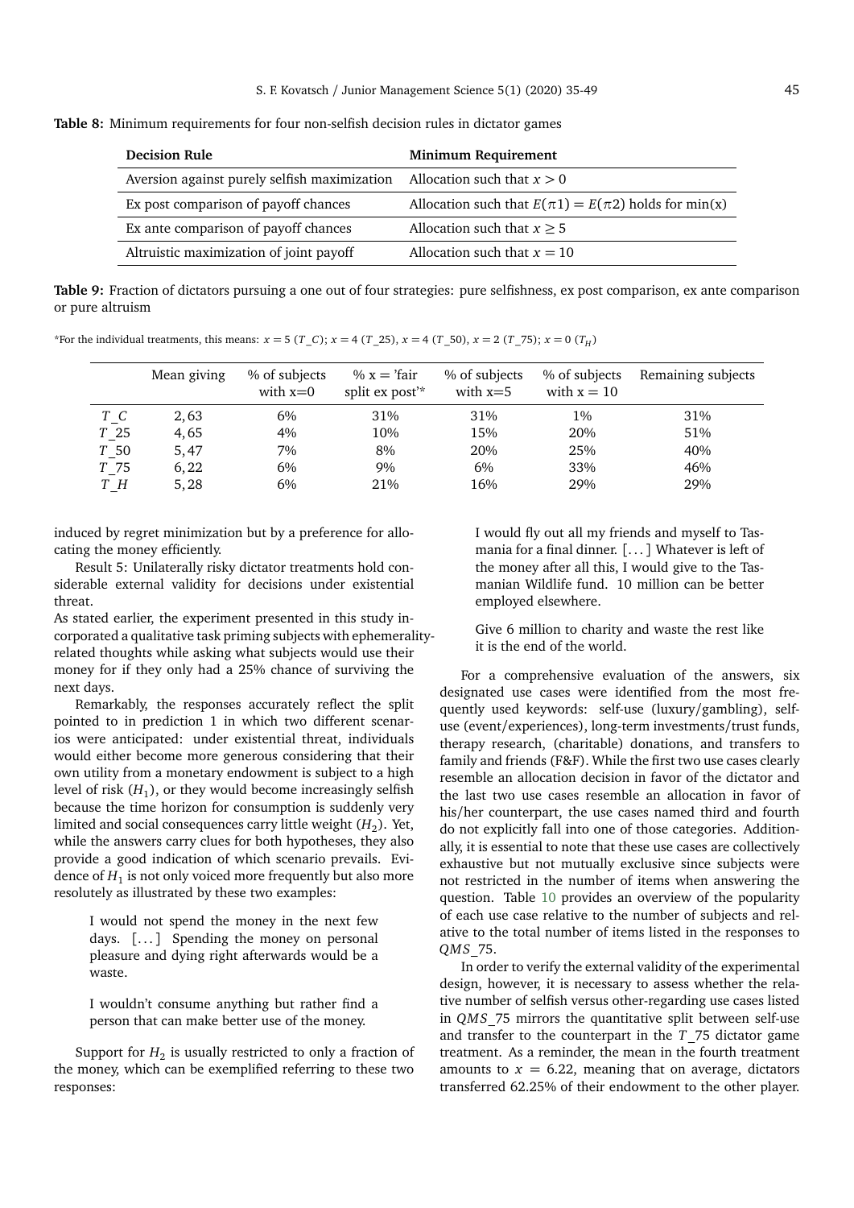**Table 8:** Minimum requirements for four non-selfish decision rules in dictator games

| Decision Rule | Minimum Requirement |
|---|---|
| Aversion against purely selfish maximization | Allocation such that $x > 0$ |
| Ex post comparison of payoff chances | Allocation such that $E(\pi 1) = E(\pi 2)$ holds for min(x) |
| Ex ante comparison of payoff chances | Allocation such that $x \geq 5$ |
| Altruistic maximization of joint payoff | Allocation such that $x = 10$ |

**Table 9:** Fraction of dictators pursuing a one out of four strategies: pure selfishness, ex post comparison, ex ante comparison or pure altruism

*For the individual treatments, this means: $x = 5$ ($T\_C$); $x = 4$ ($T\_25$), $x = 4$ ($T\_50$), $x = 2$ ($T\_75$); $x = 0$ ($T_H$)

| | Mean giving | % of subjects with x=0 | % x = 'fair split ex post'* | % of subjects with x=5 | % of subjects with x = 10 | Remaining subjects |
|---|---|---|---|---|---|---|
| $T\_C$ | 2,63 | 6% | 31% | 31% | 1% | 31% |
| $T\_25$ | 4,65 | 4% | 10% | 15% | 20% | 51% |
| $T\_50$ | 5,47 | 7% | 8% | 20% | 25% | 40% |
| $T\_75$ | 6,22 | 6% | 9% | 6% | 33% | 46% |
| $T\_H$ | 5,28 | 6% | 21% | 16% | 29% | 29% |

induced by regret minimization but by a preference for allocating the money efficiently.

Result 5: Unilaterally risky dictator treatments hold considerable external validity for decisions under existential threat.

As stated earlier, the experiment presented in this study incorporated a qualitative task priming subjects with ephemerality-related thoughts while asking what subjects would use their money for if they only had a 25% chance of surviving the next days.

Remarkably, the responses accurately reflect the split pointed to in prediction 1 in which two different scenarios were anticipated: under existential threat, individuals would either become more generous considering that their own utility from a monetary endowment is subject to a high level of risk ($H_1$), or they would become increasingly selfish because the time horizon for consumption is suddenly very limited and social consequences carry little weight ($H_2$). Yet, while the answers carry clues for both hypotheses, they also provide a good indication of which scenario prevails. Evidence of $H_1$ is not only voiced more frequently but also more resolutely as illustrated by these two examples:

> I would not spend the money in the next few days. [...] Spending the money on personal pleasure and dying right afterwards would be a waste.

> I wouldn't consume anything but rather find a person that can make better use of the money.

Support for $H_2$ is usually restricted to only a fraction of the money, which can be exemplified referring to these two responses:

> I would fly out all my friends and myself to Tasmania for a final dinner. [...] Whatever is left of the money after all this, I would give to the Tasmanian Wildlife fund. 10 million can be better employed elsewhere.

> Give 6 million to charity and waste the rest like it is the end of the world.

For a comprehensive evaluation of the answers, six designated use cases were identified from the most frequently used keywords: self-use (luxury/gambling), self-use (event/experiences), long-term investments/trust funds, therapy research, (charitable) donations, and transfers to family and friends (F&F). While the first two use cases clearly resemble an allocation decision in favor of the dictator and the last two use cases resemble an allocation in favor of his/her counterpart, the use cases named third and fourth do not explicitly fall into one of those categories. Additionally, it is essential to note that these use cases are collectively exhaustive but not mutually exclusive since subjects were not restricted in the number of items when answering the question. Table 10 provides an overview of the popularity of each use case relative to the number of subjects and relative to the total number of items listed in the responses to $QMS\_75$.

In order to verify the external validity of the experimental design, however, it is necessary to assess whether the relative number of selfish versus other-regarding use cases listed in $QMS\_75$ mirrors the quantitative split between self-use and transfer to the counterpart in the $T\_75$ dictator game treatment. As a reminder, the mean in the fourth treatment amounts to $x = 6.22$, meaning that on average, dictators transferred 62.25% of their endowment to the other player.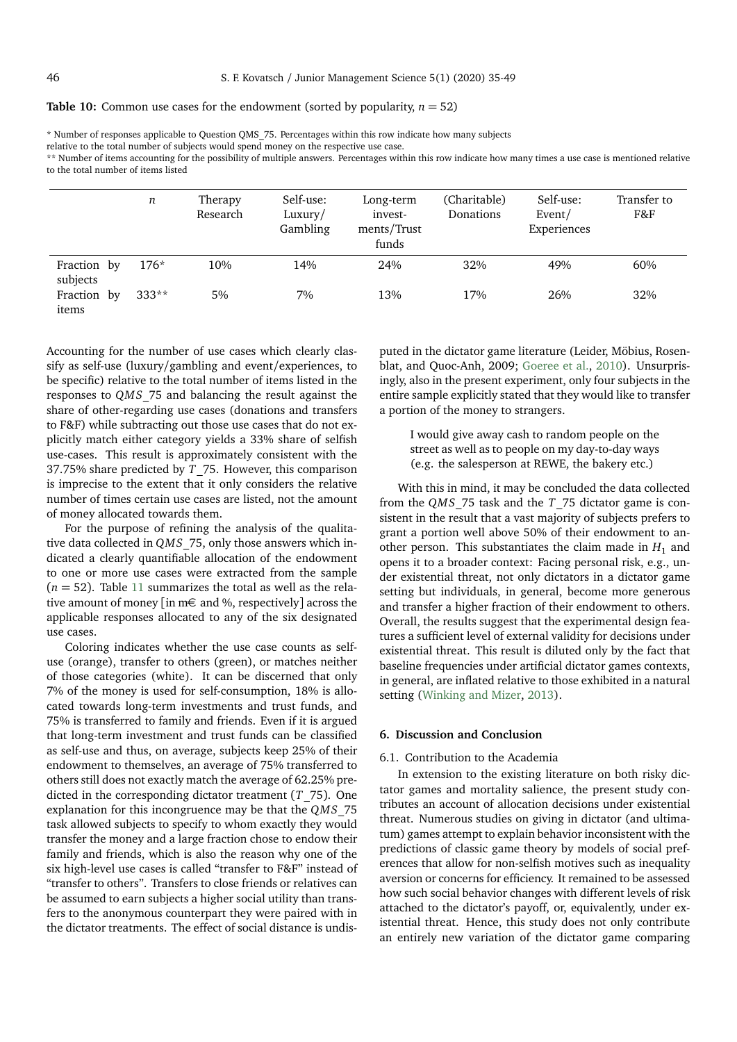**Table 10:** Common use cases for the endowment (sorted by popularity, $n = 52$)

* Number of responses applicable to Question QMS_75. Percentages within this row indicate how many subjects relative to the total number of subjects would spend money on the respective use case.
** Number of items accounting for the possibility of multiple answers. Percentages within this row indicate how many times a use case is mentioned relative to the total number of items listed

| | $n$ | Therapy Research | Self-use: Luxury/ Gambling | Long-term invest-ments/Trust funds | (Charitable) Donations | Self-use: Event/ Experiences | Transfer to F&F |
|---|---|---|---|---|---|---|---|
| Fraction by subjects | 176* | 10% | 14% | 24% | 32% | 49% | 60% |
| Fraction by items | 333** | 5% | 7% | 13% | 17% | 26% | 32% |

Accounting for the number of use cases which clearly classify as self-use (luxury/gambling and event/experiences, to be specific) relative to the total number of items listed in the responses to $QMS\_75$ and balancing the result against the share of other-regarding use cases (donations and transfers to F&F) while subtracting out those use cases that do not explicitly match either category yields a 33% share of selfish use-cases. This result is approximately consistent with the 37.75% share predicted by $T\_75$. However, this comparison is imprecise to the extent that it only considers the relative number of times certain use cases are listed, not the amount of money allocated towards them.

For the purpose of refining the analysis of the qualitative data collected in $QMS\_75$, only those answers which indicated a clearly quantifiable allocation of the endowment to one or more use cases were extracted from the sample ($n = 52$). Table 11 summarizes the total as well as the relative amount of money [in m€ and %, respectively] across the applicable responses allocated to any of the six designated use cases.

Coloring indicates whether the use case counts as self-use (orange), transfer to others (green), or matches neither of those categories (white). It can be discerned that only 7% of the money is used for self-consumption, 18% is allocated towards long-term investments and trust funds, and 75% is transferred to family and friends. Even if it is argued that long-term investment and trust funds can be classified as self-use and thus, on average, subjects keep 25% of their endowment to themselves, an average of 75% transferred to others still does not exactly match the average of 62.25% predicted in the corresponding dictator treatment ($T\_75$). One explanation for this incongruence may be that the $QMS\_75$ task allowed subjects to specify to whom exactly they would transfer the money and a large fraction chose to endow their family and friends, which is also the reason why one of the six high-level use cases is called "transfer to F&F" instead of "transfer to others". Transfers to close friends or relatives can be assumed to earn subjects a higher social utility than transfers to the anonymous counterpart they were paired with in the dictator treatments. The effect of social distance is undisputed in the dictator game literature (Leider, Möbius, Rosenblat, and Quoc-Anh, 2009; Goeree et al., 2010). Unsurprisingly, also in the present experiment, only four subjects in the entire sample explicitly stated that they would like to transfer a portion of the money to strangers.

> I would give away cash to random people on the street as well as to people on my day-to-day ways (e.g. the salesperson at REWE, the bakery etc.)

With this in mind, it may be concluded the data collected from the $QMS\_75$ task and the $T\_75$ dictator game is consistent in the result that a vast majority of subjects prefers to grant a portion well above 50% of their endowment to another person. This substantiates the claim made in $H_1$ and opens it to a broader context: Facing personal risk, e.g., under existential threat, not only dictators in a dictator game setting but individuals, in general, become more generous and transfer a higher fraction of their endowment to others. Overall, the results suggest that the experimental design features a sufficient level of external validity for decisions under existential threat. This result is diluted only by the fact that baseline frequencies under artificial dictator games contexts, in general, are inflated relative to those exhibited in a natural setting (Winking and Mizer, 2013).

## 6. Discussion and Conclusion

### 6.1. Contribution to the Academia

In extension to the existing literature on both risky dictator games and mortality salience, the present study contributes an account of allocation decisions under existential threat. Numerous studies on giving in dictator (and ultimatum) games attempt to explain behavior inconsistent with the predictions of classic game theory by models of social preferences that allow for non-selfish motives such as inequality aversion or concerns for efficiency. It remained to be assessed how such social behavior changes with different levels of risk attached to the dictator's payoff, or, equivalently, under existential threat. Hence, this study does not only contribute an entirely new variation of the dictator game comparing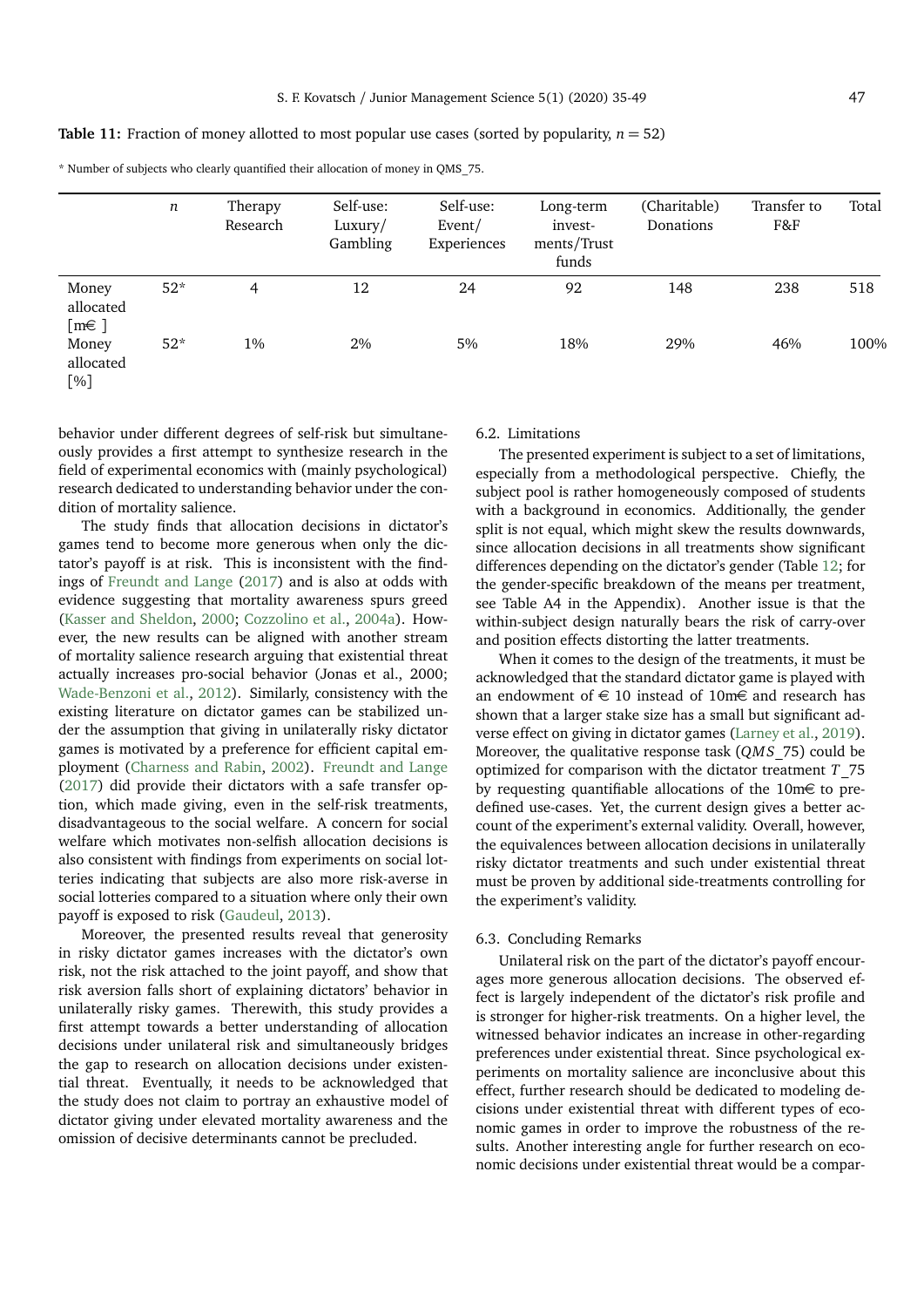**Table 11:** Fraction of money allotted to most popular use cases (sorted by popularity, $n = 52$)

* Number of subjects who clearly quantified their allocation of money in QMS_75.

| | $n$ | Therapy Research | Self-use: Luxury/ Gambling | Self-use: Event/ Experiences | Long-term investments/Trust funds | (Charitable) Donations | Transfer to F&F | Total |
|---|---|---|---|---|---|---|---|---|
| Money allocated [m€ ] | 52* | 4 | 12 | 24 | 92 | 148 | 238 | 518 |
| Money allocated [%] | 52* | 1% | 2% | 5% | 18% | 29% | 46% | 100% |

behavior under different degrees of self-risk but simultaneously provides a first attempt to synthesize research in the field of experimental economics with (mainly psychological) research dedicated to understanding behavior under the condition of mortality salience.

The study finds that allocation decisions in dictator's games tend to become more generous when only the dictator's payoff is at risk. This is inconsistent with the findings of Freundt and Lange (2017) and is also at odds with evidence suggesting that mortality awareness spurs greed (Kasser and Sheldon, 2000; Cozzolino et al., 2004a). However, the new results can be aligned with another stream of mortality salience research arguing that existential threat actually increases pro-social behavior (Jonas et al., 2000; Wade-Benzoni et al., 2012). Similarly, consistency with the existing literature on dictator games can be stabilized under the assumption that giving in unilaterally risky dictator games is motivated by a preference for efficient capital employment (Charness and Rabin, 2002). Freundt and Lange (2017) did provide their dictators with a safe transfer option, which made giving, even in the self-risk treatments, disadvantageous to the social welfare. A concern for social welfare which motivates non-selfish allocation decisions is also consistent with findings from experiments on social lotteries indicating that subjects are also more risk-averse in social lotteries compared to a situation where only their own payoff is exposed to risk (Gaudeul, 2013).

Moreover, the presented results reveal that generosity in risky dictator games increases with the dictator's own risk, not the risk attached to the joint payoff, and show that risk aversion falls short of explaining dictators' behavior in unilaterally risky games. Therewith, this study provides a first attempt towards a better understanding of allocation decisions under unilateral risk and simultaneously bridges the gap to research on allocation decisions under existential threat. Eventually, it needs to be acknowledged that the study does not claim to portray an exhaustive model of dictator giving under elevated mortality awareness and the omission of decisive determinants cannot be precluded.

### 6.2. Limitations

The presented experiment is subject to a set of limitations, especially from a methodological perspective. Chiefly, the subject pool is rather homogeneously composed of students with a background in economics. Additionally, the gender split is not equal, which might skew the results downwards, since allocation decisions in all treatments show significant differences depending on the dictator's gender (Table 12; for the gender-specific breakdown of the means per treatment, see Table A4 in the Appendix). Another issue is that the within-subject design naturally bears the risk of carry-over and position effects distorting the latter treatments.

When it comes to the design of the treatments, it must be acknowledged that the standard dictator game is played with an endowment of € 10 instead of 10m€ and research has shown that a larger stake size has a small but significant adverse effect on giving in dictator games (Larney et al., 2019). Moreover, the qualitative response task ($QMS\_75$) could be optimized for comparison with the dictator treatment $T\_75$ by requesting quantifiable allocations of the 10m€ to predefined use-cases. Yet, the current design gives a better account of the experiment's external validity. Overall, however, the equivalences between allocation decisions in unilaterally risky dictator treatments and such under existential threat must be proven by additional side-treatments controlling for the experiment's validity.

### 6.3. Concluding Remarks

Unilateral risk on the part of the dictator's payoff encourages more generous allocation decisions. The observed effect is largely independent of the dictator's risk profile and is stronger for higher-risk treatments. On a higher level, the witnessed behavior indicates an increase in other-regarding preferences under existential threat. Since psychological experiments on mortality salience are inconclusive about this effect, further research should be dedicated to modeling decisions under existential threat with different types of economic games in order to improve the robustness of the results. Another interesting angle for further research on economic decisions under existential threat would be a compar-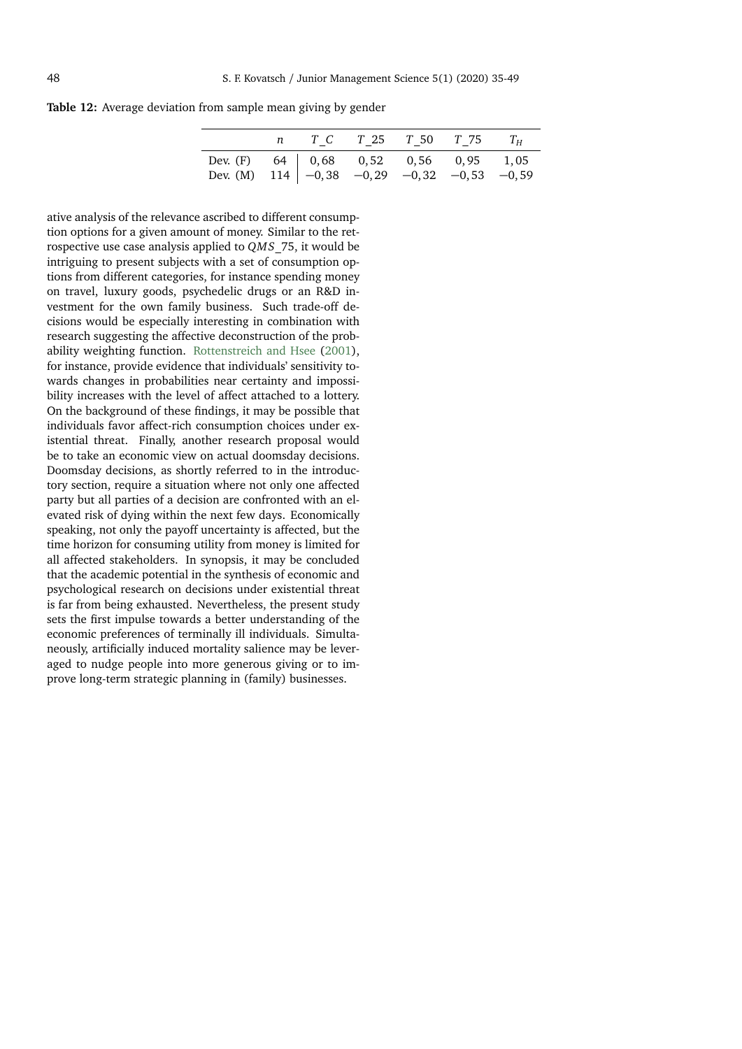**Table 12:** Average deviation from sample mean giving by gender

| | $n$ | $T\_C$ | $T\_25$ | $T\_50$ | $T\_75$ | $T_H$ |
|---|---|---|---|---|---|---|
| Dev. (F) | 64 | 0,68 | 0,52 | 0,56 | 0,95 | 1,05 |
| Dev. (M) | 114 | −0,38 | −0,29 | −0,32 | −0,53 | −0,59 |

ative analysis of the relevance ascribed to different consumption options for a given amount of money. Similar to the retrospective use case analysis applied to $QMS\_75$, it would be intriguing to present subjects with a set of consumption options from different categories, for instance spending money on travel, luxury goods, psychedelic drugs or an R&D investment for the own family business. Such trade-off decisions would be especially interesting in combination with research suggesting the affective deconstruction of the probability weighting function. Rottenstreich and Hsee (2001), for instance, provide evidence that individuals' sensitivity towards changes in probabilities near certainty and impossibility increases with the level of affect attached to a lottery. On the background of these findings, it may be possible that individuals favor affect-rich consumption choices under existential threat. Finally, another research proposal would be to take an economic view on actual doomsday decisions. Doomsday decisions, as shortly referred to in the introductory section, require a situation where not only one affected party but all parties of a decision are confronted with an elevated risk of dying within the next few days. Economically speaking, not only the payoff uncertainty is affected, but the time horizon for consuming utility from money is limited for all affected stakeholders. In synopsis, it may be concluded that the academic potential in the synthesis of economic and psychological research on decisions under existential threat is far from being exhausted. Nevertheless, the present study sets the first impulse towards a better understanding of the economic preferences of terminally ill individuals. Simultaneously, artificially induced mortality salience may be leveraged to nudge people into more generous giving or to improve long-term strategic planning in (family) businesses.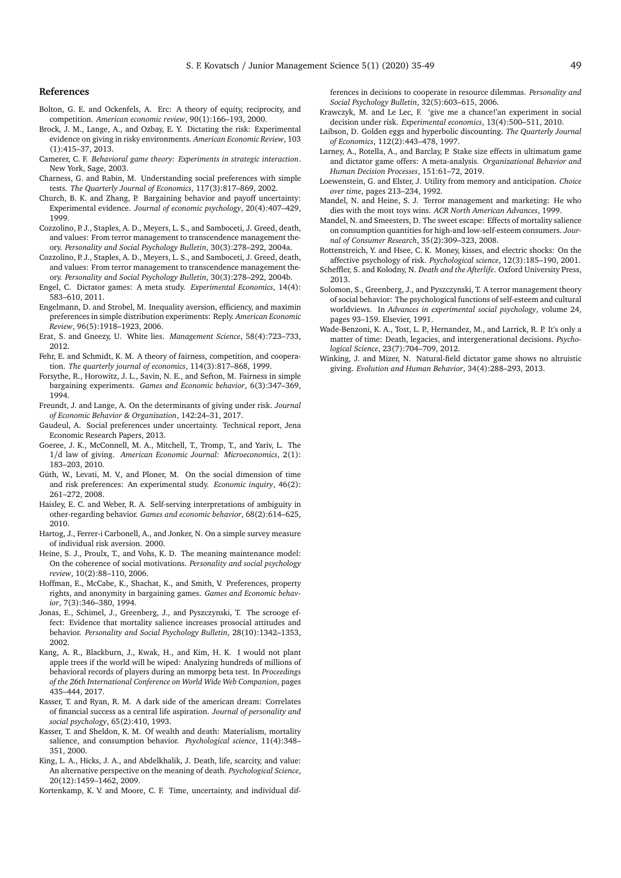## References

Bolton, G. E. and Ockenfels, A. Erc: A theory of equity, reciprocity, and competition. *American economic review*, 90(1):166–193, 2000.

Brock, J. M., Lange, A., and Ozbay, E. Y. Dictating the risk: Experimental evidence on giving in risky environments. *American Economic Review*, 103 (1):415–37, 2013.

Camerer, C. F. *Behavioral game theory: Experiments in strategic interaction*. New York, Sage, 2003.

Charness, G. and Rabin, M. Understanding social preferences with simple tests. *The Quarterly Journal of Economics*, 117(3):817–869, 2002.

Church, B. K. and Zhang, P. Bargaining behavior and payoff uncertainty: Experimental evidence. *Journal of economic psychology*, 20(4):407–429, 1999.

Cozzolino, P. J., Staples, A. D., Meyers, L. S., and Samboceti, J. Greed, death, and values: From terror management to transcendence management theory. *Personality and Social Psychology Bulletin*, 30(3):278–292, 2004a.

Cozzolino, P. J., Staples, A. D., Meyers, L. S., and Samboceti, J. Greed, death, and values: From terror management to transcendence management theory. *Personality and Social Psychology Bulletin*, 30(3):278–292, 2004b.

Engel, C. Dictator games: A meta study. *Experimental Economics*, 14(4): 583–610, 2011.

Engelmann, D. and Strobel, M. Inequality aversion, efficiency, and maximin preferences in simple distribution experiments: Reply. *American Economic Review*, 96(5):1918–1923, 2006.

Erat, S. and Gneezy, U. White lies. *Management Science*, 58(4):723–733, 2012.

Fehr, E. and Schmidt, K. M. A theory of fairness, competition, and cooperation. *The quarterly journal of economics*, 114(3):817–868, 1999.

Forsythe, R., Horowitz, J. L., Savin, N. E., and Sefton, M. Fairness in simple bargaining experiments. *Games and Economic behavior*, 6(3):347–369, 1994.

Freundt, J. and Lange, A. On the determinants of giving under risk. *Journal of Economic Behavior & Organization*, 142:24–31, 2017.

Gaudeul, A. Social preferences under uncertainty. Technical report, Jena Economic Research Papers, 2013.

Goeree, J. K., McConnell, M. A., Mitchell, T., Tromp, T., and Yariv, L. The 1/d law of giving. *American Economic Journal: Microeconomics*, 2(1): 183–203, 2010.

Güth, W., Levati, M. V., and Ploner, M. On the social dimension of time and risk preferences: An experimental study. *Economic inquiry*, 46(2): 261–272, 2008.

Haisley, E. C. and Weber, R. A. Self-serving interpretations of ambiguity in other-regarding behavior. *Games and economic behavior*, 68(2):614–625, 2010.

Hartog, J., Ferrer-i Carbonell, A., and Jonker, N. On a simple survey measure of individual risk aversion. 2000.

Heine, S. J., Proulx, T., and Vohs, K. D. The meaning maintenance model: On the coherence of social motivations. *Personality and social psychology review*, 10(2):88–110, 2006.

Hoffman, E., McCabe, K., Shachat, K., and Smith, V. Preferences, property rights, and anonymity in bargaining games. *Games and Economic behavior*, 7(3):346–380, 1994.

Jonas, E., Schimel, J., Greenberg, J., and Pyszczynski, T. The scrooge effect: Evidence that mortality salience increases prosocial attitudes and behavior. *Personality and Social Psychology Bulletin*, 28(10):1342–1353, 2002.

Kang, A. R., Blackburn, J., Kwak, H., and Kim, H. K. I would not plant apple trees if the world will be wiped: Analyzing hundreds of millions of behavioral records of players during an mmorpg beta test. In *Proceedings of the 26th International Conference on World Wide Web Companion*, pages 435–444, 2017.

Kasser, T. and Ryan, R. M. A dark side of the american dream: Correlates of financial success as a central life aspiration. *Journal of personality and social psychology*, 65(2):410, 1993.

Kasser, T. and Sheldon, K. M. Of wealth and death: Materialism, mortality salience, and consumption behavior. *Psychological science*, 11(4):348–351, 2000.

King, L. A., Hicks, J. A., and Abdelkhalik, J. Death, life, scarcity, and value: An alternative perspective on the meaning of death. *Psychological Science*, 20(12):1459–1462, 2009.

Kortenkamp, K. V. and Moore, C. F. Time, uncertainty, and individual differences in decisions to cooperate in resource dilemmas. *Personality and Social Psychology Bulletin*, 32(5):603–615, 2006.

Krawczyk, M. and Le Lec, F. 'give me a chance!'an experiment in social decision under risk. *Experimental economics*, 13(4):500–511, 2010.

Laibson, D. Golden eggs and hyperbolic discounting. *The Quarterly Journal of Economics*, 112(2):443–478, 1997.

Larney, A., Rotella, A., and Barclay, P. Stake size effects in ultimatum game and dictator game offers: A meta-analysis. *Organizational Behavior and Human Decision Processes*, 151:61–72, 2019.

Loewenstein, G. and Elster, J. Utility from memory and anticipation. *Choice over time*, pages 213–234, 1992.

Mandel, N. and Heine, S. J. Terror management and marketing: He who dies with the most toys wins. *ACR North American Advances*, 1999.

Mandel, N. and Smeesters, D. The sweet escape: Effects of mortality salience on consumption quantities for high-and low-self-esteem consumers. *Journal of Consumer Research*, 35(2):309–323, 2008.

Rottenstreich, Y. and Hsee, C. K. Money, kisses, and electric shocks: On the affective psychology of risk. *Psychological science*, 12(3):185–190, 2001.

Scheffler, S. and Kolodny, N. *Death and the Afterlife*. Oxford University Press, 2013.

Solomon, S., Greenberg, J., and Pyszczynski, T. A terror management theory of social behavior: The psychological functions of self-esteem and cultural worldviews. In *Advances in experimental social psychology*, volume 24, pages 93–159. Elsevier, 1991.

Wade-Benzoni, K. A., Tost, L. P., Hernandez, M., and Larrick, R. P. It's only a matter of time: Death, legacies, and intergenerational decisions. *Psychological Science*, 23(7):704–709, 2012.

Winking, J. and Mizer, N. Natural-field dictator game shows no altruistic giving. *Evolution and Human Behavior*, 34(4):288–293, 2013.